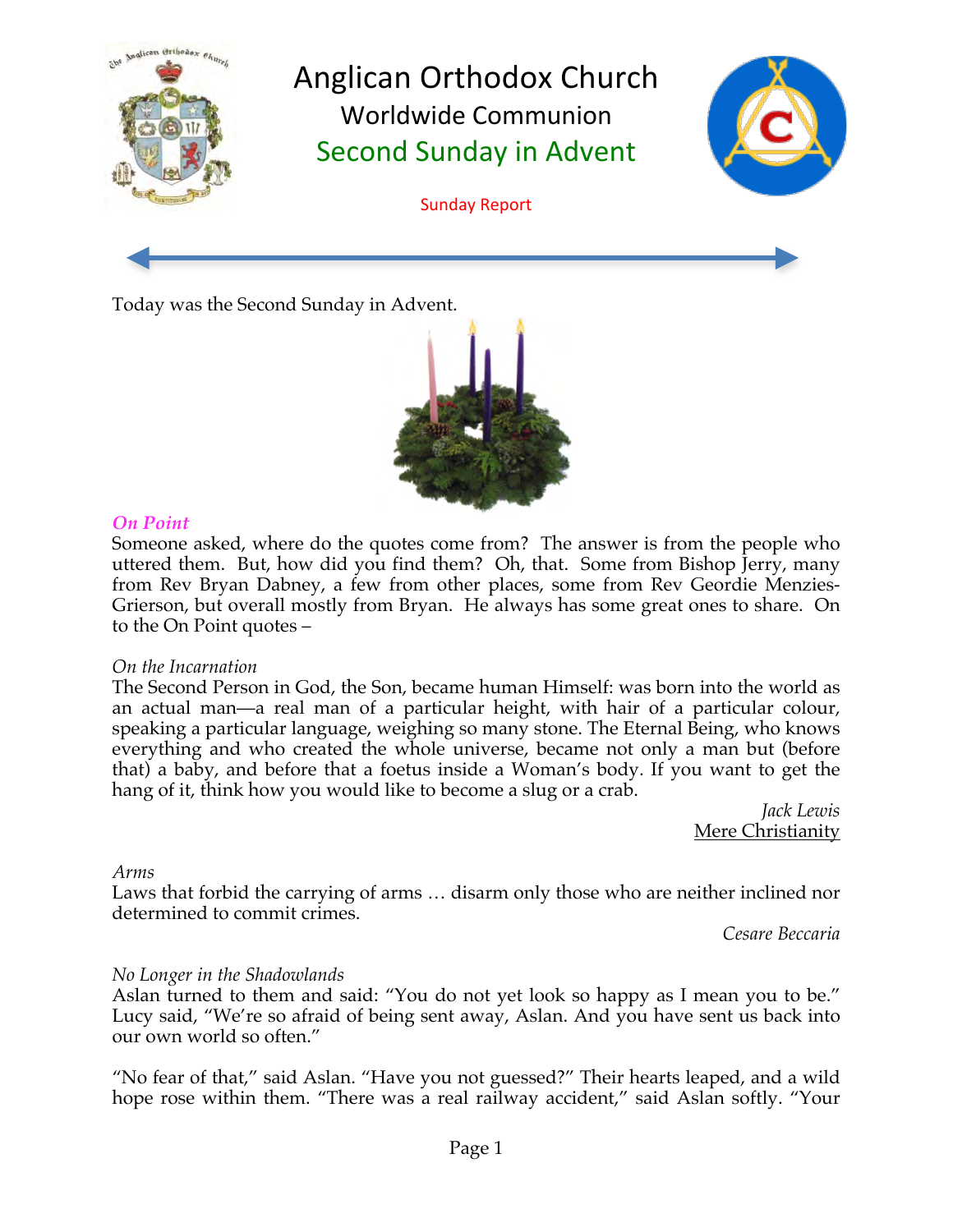# Anglican Orthodox Church

## Worldwide Communion

## Second Sunday in Advent

Sunday Report

Today was the Second Sunday in Advent.

***On Point***

Someone asked, where do the quotes come from? The answer is from the people who uttered them. But, how did you find them? Oh, that. Some from Bishop Jerry, many from Rev Bryan Dabney, a few from other places, some from Rev Geordie Menzies-Grierson, but overall mostly from Bryan. He always has some great ones to share. On to the On Point quotes –

*On the Incarnation*

The Second Person in God, the Son, became human Himself: was born into the world as an actual man—a real man of a particular height, with hair of a particular colour, speaking a particular language, weighing so many stone. The Eternal Being, who knows everything and who created the whole universe, became not only a man but (before that) a baby, and before that a foetus inside a Woman's body. If you want to get the hang of it, think how you would like to become a slug or a crab.

*Jack Lewis*
Mere Christianity

*Arms*

Laws that forbid the carrying of arms … disarm only those who are neither inclined nor determined to commit crimes.

*Cesare Beccaria*

*No Longer in the Shadowlands*

Aslan turned to them and said: "You do not yet look so happy as I mean you to be." Lucy said, "We're so afraid of being sent away, Aslan. And you have sent us back into our own world so often."

"No fear of that," said Aslan. "Have you not guessed?" Their hearts leaped, and a wild hope rose within them. "There was a real railway accident," said Aslan softly. "Your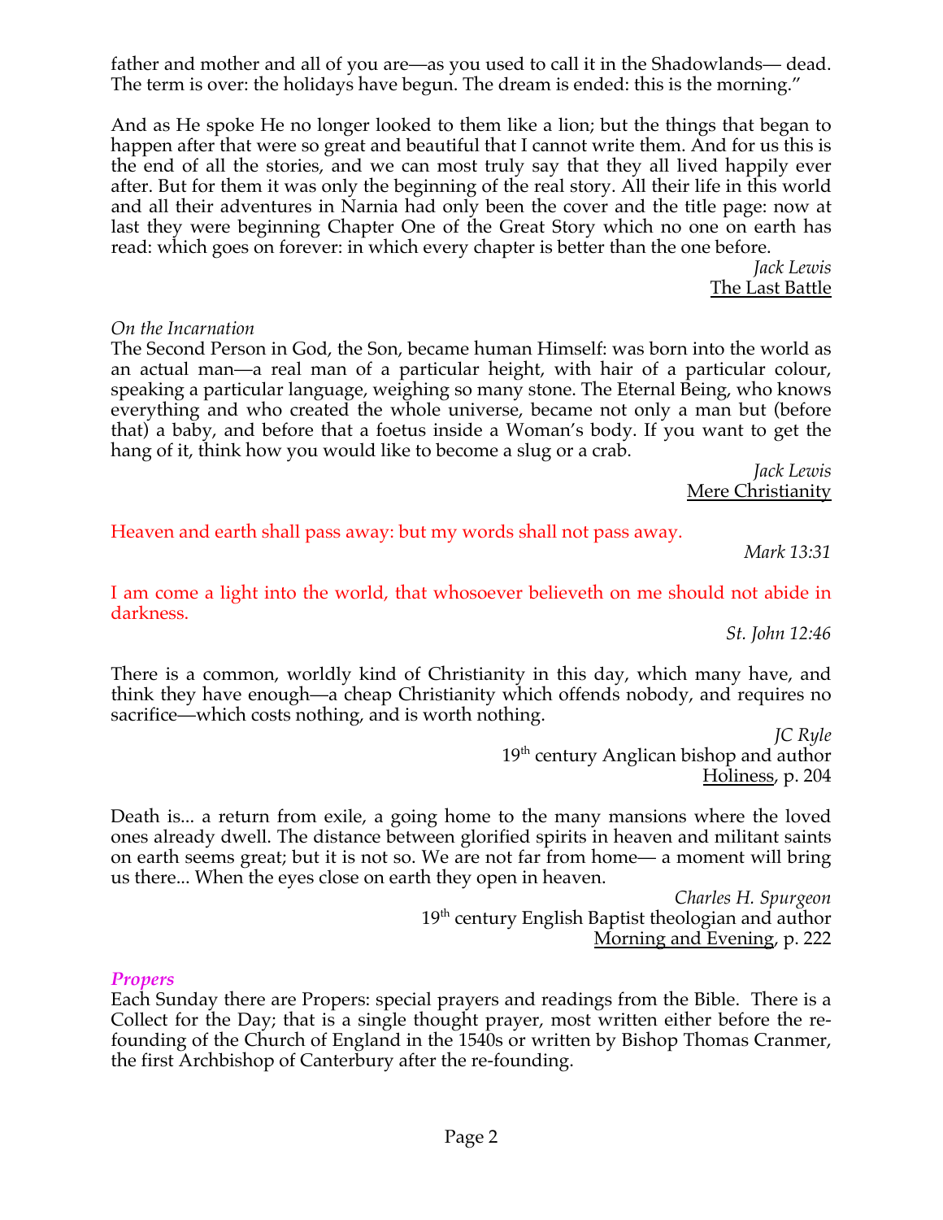father and mother and all of you are—as you used to call it in the Shadowlands— dead. The term is over: the holidays have begun. The dream is ended: this is the morning."

And as He spoke He no longer looked to them like a lion; but the things that began to happen after that were so great and beautiful that I cannot write them. And for us this is the end of all the stories, and we can most truly say that they all lived happily ever after. But for them it was only the beginning of the real story. All their life in this world and all their adventures in Narnia had only been the cover and the title page: now at last they were beginning Chapter One of the Great Story which no one on earth has read: which goes on forever: in which every chapter is better than the one before.

*Jack Lewis*
The Last Battle

*On the Incarnation*
The Second Person in God, the Son, became human Himself: was born into the world as an actual man—a real man of a particular height, with hair of a particular colour, speaking a particular language, weighing so many stone. The Eternal Being, who knows everything and who created the whole universe, became not only a man but (before that) a baby, and before that a foetus inside a Woman's body. If you want to get the hang of it, think how you would like to become a slug or a crab.

*Jack Lewis*
Mere Christianity

Heaven and earth shall pass away: but my words shall not pass away.

*Mark 13:31*

I am come a light into the world, that whosoever believeth on me should not abide in darkness.

*St. John 12:46*

There is a common, worldly kind of Christianity in this day, which many have, and think they have enough—a cheap Christianity which offends nobody, and requires no sacrifice—which costs nothing, and is worth nothing.

*JC Ryle*
19th century Anglican bishop and author
Holiness, p. 204

Death is... a return from exile, a going home to the many mansions where the loved ones already dwell. The distance between glorified spirits in heaven and militant saints on earth seems great; but it is not so. We are not far from home— a moment will bring us there... When the eyes close on earth they open in heaven.

*Charles H. Spurgeon*
19th century English Baptist theologian and author
Morning and Evening, p. 222

***Propers***
Each Sunday there are Propers: special prayers and readings from the Bible. There is a Collect for the Day; that is a single thought prayer, most written either before the re-founding of the Church of England in the 1540s or written by Bishop Thomas Cranmer, the first Archbishop of Canterbury after the re-founding.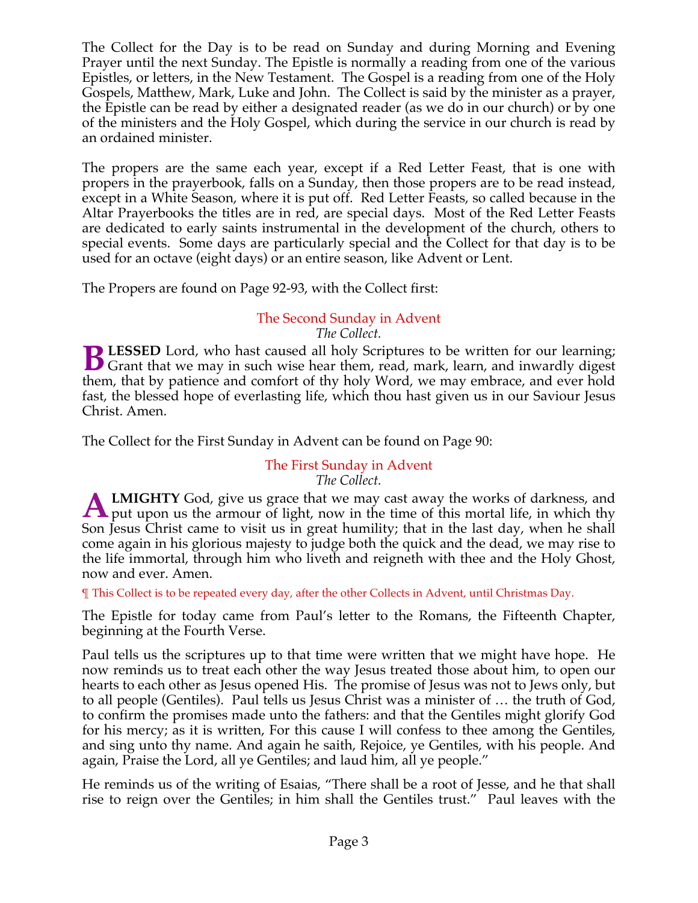The Collect for the Day is to be read on Sunday and during Morning and Evening Prayer until the next Sunday. The Epistle is normally a reading from one of the various Epistles, or letters, in the New Testament. The Gospel is a reading from one of the Holy Gospels, Matthew, Mark, Luke and John. The Collect is said by the minister as a prayer, the Epistle can be read by either a designated reader (as we do in our church) or by one of the ministers and the Holy Gospel, which during the service in our church is read by an ordained minister.

The propers are the same each year, except if a Red Letter Feast, that is one with propers in the prayerbook, falls on a Sunday, then those propers are to be read instead, except in a White Season, where it is put off. Red Letter Feasts, so called because in the Altar Prayerbooks the titles are in red, are special days. Most of the Red Letter Feasts are dedicated to early saints instrumental in the development of the church, others to special events. Some days are particularly special and the Collect for that day is to be used for an octave (eight days) or an entire season, like Advent or Lent.

The Propers are found on Page 92-93, with the Collect first:

### The Second Sunday in Advent

*The Collect.*

**BLESSED** Lord, who hast caused all holy Scriptures to be written for our learning; Grant that we may in such wise hear them, read, mark, learn, and inwardly digest them, that by patience and comfort of thy holy Word, we may embrace, and ever hold fast, the blessed hope of everlasting life, which thou hast given us in our Saviour Jesus Christ. Amen.

The Collect for the First Sunday in Advent can be found on Page 90:

### The First Sunday in Advent

*The Collect.*

**ALMIGHTY** God, give us grace that we may cast away the works of darkness, and put upon us the armour of light, now in the time of this mortal life, in which thy Son Jesus Christ came to visit us in great humility; that in the last day, when he shall come again in his glorious majesty to judge both the quick and the dead, we may rise to the life immortal, through him who liveth and reigneth with thee and the Holy Ghost, now and ever. Amen.

¶ This Collect is to be repeated every day, after the other Collects in Advent, until Christmas Day.

The Epistle for today came from Paul's letter to the Romans, the Fifteenth Chapter, beginning at the Fourth Verse.

Paul tells us the scriptures up to that time were written that we might have hope. He now reminds us to treat each other the way Jesus treated those about him, to open our hearts to each other as Jesus opened His. The promise of Jesus was not to Jews only, but to all people (Gentiles). Paul tells us Jesus Christ was a minister of … the truth of God, to confirm the promises made unto the fathers: and that the Gentiles might glorify God for his mercy; as it is written, For this cause I will confess to thee among the Gentiles, and sing unto thy name. And again he saith, Rejoice, ye Gentiles, with his people. And again, Praise the Lord, all ye Gentiles; and laud him, all ye people."

He reminds us of the writing of Esaias, "There shall be a root of Jesse, and he that shall rise to reign over the Gentiles; in him shall the Gentiles trust." Paul leaves with the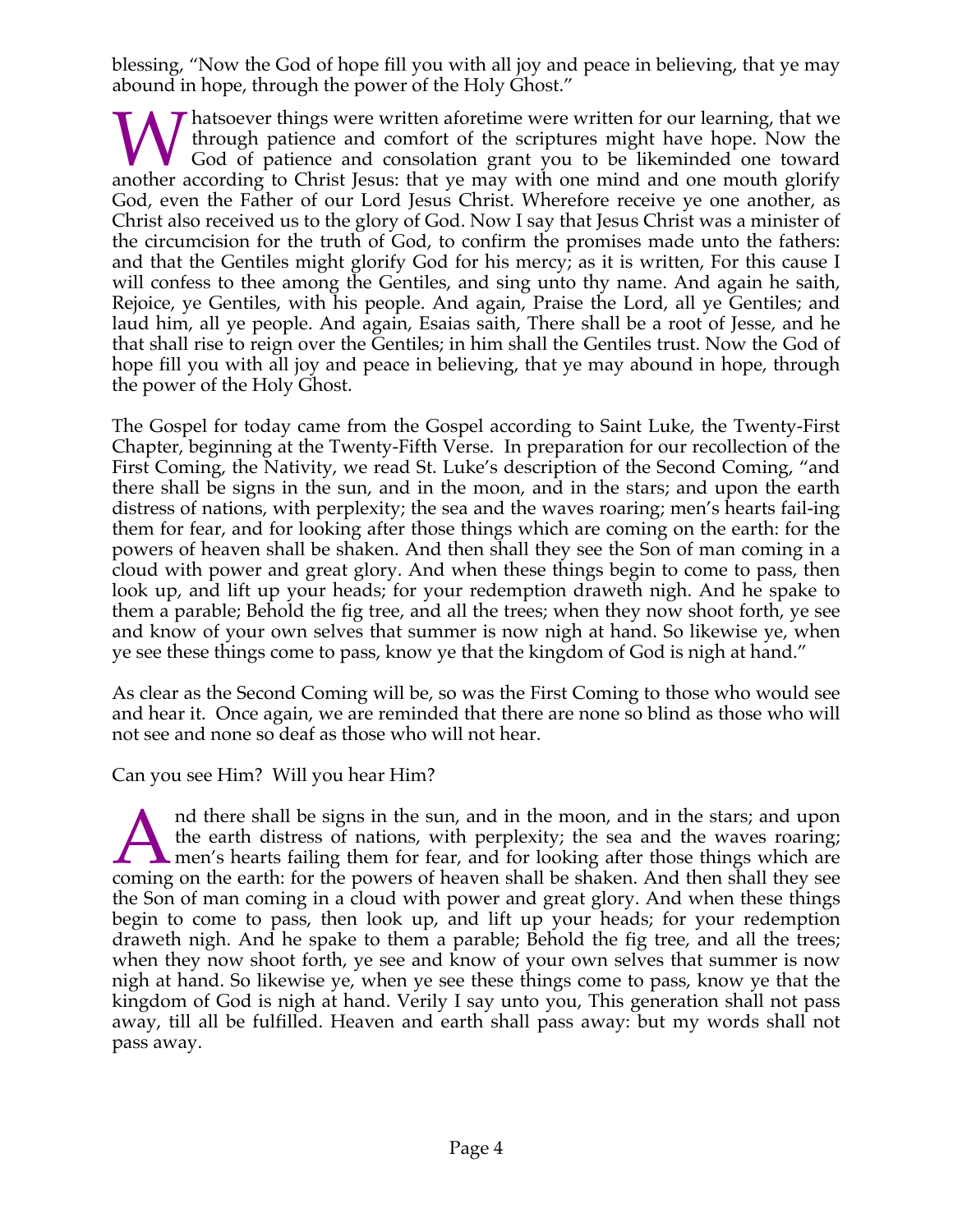blessing, "Now the God of hope fill you with all joy and peace in believing, that ye may abound in hope, through the power of the Holy Ghost."

Whatsoever things were written aforetime were written for our learning, that we through patience and comfort of the scriptures might have hope. Now the God of patience and consolation grant you to be likeminded one toward another according to Christ Jesus: that ye may with one mind and one mouth glorify God, even the Father of our Lord Jesus Christ. Wherefore receive ye one another, as Christ also received us to the glory of God. Now I say that Jesus Christ was a minister of the circumcision for the truth of God, to confirm the promises made unto the fathers: and that the Gentiles might glorify God for his mercy; as it is written, For this cause I will confess to thee among the Gentiles, and sing unto thy name. And again he saith, Rejoice, ye Gentiles, with his people. And again, Praise the Lord, all ye Gentiles; and laud him, all ye people. And again, Esaias saith, There shall be a root of Jesse, and he that shall rise to reign over the Gentiles; in him shall the Gentiles trust. Now the God of hope fill you with all joy and peace in believing, that ye may abound in hope, through the power of the Holy Ghost.

The Gospel for today came from the Gospel according to Saint Luke, the Twenty-First Chapter, beginning at the Twenty-Fifth Verse. In preparation for our recollection of the First Coming, the Nativity, we read St. Luke's description of the Second Coming, "and there shall be signs in the sun, and in the moon, and in the stars; and upon the earth distress of nations, with perplexity; the sea and the waves roaring; men's hearts fail-ing them for fear, and for looking after those things which are coming on the earth: for the powers of heaven shall be shaken. And then shall they see the Son of man coming in a cloud with power and great glory. And when these things begin to come to pass, then look up, and lift up your heads; for your redemption draweth nigh. And he spake to them a parable; Behold the fig tree, and all the trees; when they now shoot forth, ye see and know of your own selves that summer is now nigh at hand. So likewise ye, when ye see these things come to pass, know ye that the kingdom of God is nigh at hand."

As clear as the Second Coming will be, so was the First Coming to those who would see and hear it. Once again, we are reminded that there are none so blind as those who will not see and none so deaf as those who will not hear.

Can you see Him? Will you hear Him?

And there shall be signs in the sun, and in the moon, and in the stars; and upon the earth distress of nations, with perplexity; the sea and the waves roaring; men's hearts failing them for fear, and for looking after those things which are coming on the earth: for the powers of heaven shall be shaken. And then shall they see the Son of man coming in a cloud with power and great glory. And when these things begin to come to pass, then look up, and lift up your heads; for your redemption draweth nigh. And he spake to them a parable; Behold the fig tree, and all the trees; when they now shoot forth, ye see and know of your own selves that summer is now nigh at hand. So likewise ye, when ye see these things come to pass, know ye that the kingdom of God is nigh at hand. Verily I say unto you, This generation shall not pass away, till all be fulfilled. Heaven and earth shall pass away: but my words shall not pass away.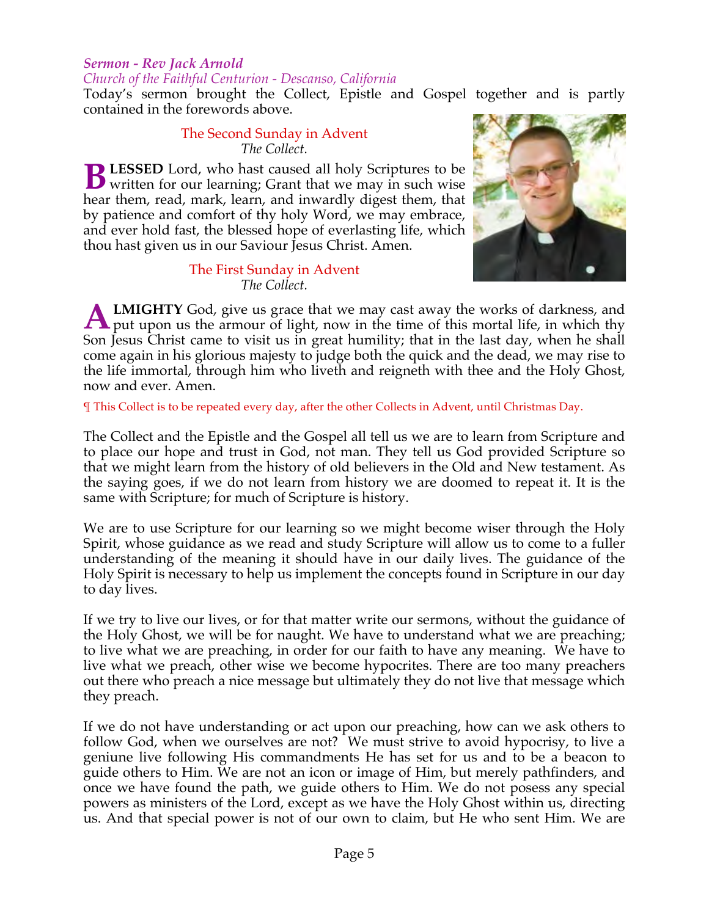*Sermon - Rev Jack Arnold*

*Church of the Faithful Centurion - Descanso, California*

Today's sermon brought the Collect, Epistle and Gospel together and is partly contained in the forewords above.

### The Second Sunday in Advent

*The Collect.*

**BLESSED** Lord, who hast caused all holy Scriptures to be written for our learning; Grant that we may in such wise hear them, read, mark, learn, and inwardly digest them, that by patience and comfort of thy holy Word, we may embrace, and ever hold fast, the blessed hope of everlasting life, which thou hast given us in our Saviour Jesus Christ. Amen.

### The First Sunday in Advent

*The Collect.*

**ALMIGHTY** God, give us grace that we may cast away the works of darkness, and put upon us the armour of light, now in the time of this mortal life, in which thy Son Jesus Christ came to visit us in great humility; that in the last day, when he shall come again in his glorious majesty to judge both the quick and the dead, we may rise to the life immortal, through him who liveth and reigneth with thee and the Holy Ghost, now and ever. Amen.

¶ This Collect is to be repeated every day, after the other Collects in Advent, until Christmas Day.

The Collect and the Epistle and the Gospel all tell us we are to learn from Scripture and to place our hope and trust in God, not man. They tell us God provided Scripture so that we might learn from the history of old believers in the Old and New testament. As the saying goes, if we do not learn from history we are doomed to repeat it. It is the same with Scripture; for much of Scripture is history.

We are to use Scripture for our learning so we might become wiser through the Holy Spirit, whose guidance as we read and study Scripture will allow us to come to a fuller understanding of the meaning it should have in our daily lives. The guidance of the Holy Spirit is necessary to help us implement the concepts found in Scripture in our day to day lives.

If we try to live our lives, or for that matter write our sermons, without the guidance of the Holy Ghost, we will be for naught. We have to understand what we are preaching; to live what we are preaching, in order for our faith to have any meaning. We have to live what we preach, other wise we become hypocrites. There are too many preachers out there who preach a nice message but ultimately they do not live that message which they preach.

If we do not have understanding or act upon our preaching, how can we ask others to follow God, when we ourselves are not? We must strive to avoid hypocrisy, to live a geniune live following His commandments He has set for us and to be a beacon to guide others to Him. We are not an icon or image of Him, but merely pathfinders, and once we have found the path, we guide others to Him. We do not posess any special powers as ministers of the Lord, except as we have the Holy Ghost within us, directing us. And that special power is not of our own to claim, but He who sent Him. We are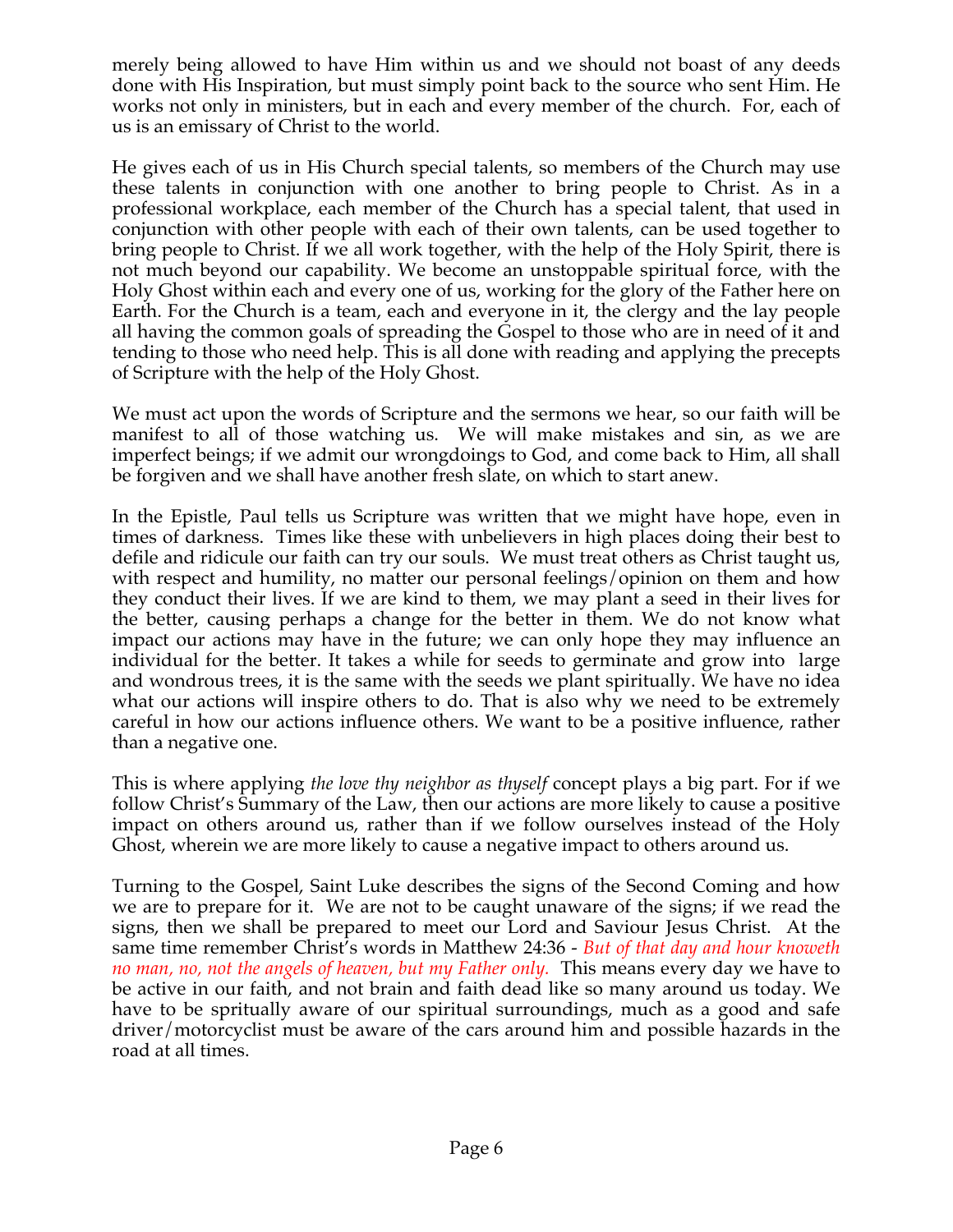merely being allowed to have Him within us and we should not boast of any deeds done with His Inspiration, but must simply point back to the source who sent Him. He works not only in ministers, but in each and every member of the church. For, each of us is an emissary of Christ to the world.

He gives each of us in His Church special talents, so members of the Church may use these talents in conjunction with one another to bring people to Christ. As in a professional workplace, each member of the Church has a special talent, that used in conjunction with other people with each of their own talents, can be used together to bring people to Christ. If we all work together, with the help of the Holy Spirit, there is not much beyond our capability. We become an unstoppable spiritual force, with the Holy Ghost within each and every one of us, working for the glory of the Father here on Earth. For the Church is a team, each and everyone in it, the clergy and the lay people all having the common goals of spreading the Gospel to those who are in need of it and tending to those who need help. This is all done with reading and applying the precepts of Scripture with the help of the Holy Ghost.

We must act upon the words of Scripture and the sermons we hear, so our faith will be manifest to all of those watching us. We will make mistakes and sin, as we are imperfect beings; if we admit our wrongdoings to God, and come back to Him, all shall be forgiven and we shall have another fresh slate, on which to start anew.

In the Epistle, Paul tells us Scripture was written that we might have hope, even in times of darkness. Times like these with unbelievers in high places doing their best to defile and ridicule our faith can try our souls. We must treat others as Christ taught us, with respect and humility, no matter our personal feelings/opinion on them and how they conduct their lives. If we are kind to them, we may plant a seed in their lives for the better, causing perhaps a change for the better in them. We do not know what impact our actions may have in the future; we can only hope they may influence an individual for the better. It takes a while for seeds to germinate and grow into large and wondrous trees, it is the same with the seeds we plant spiritually. We have no idea what our actions will inspire others to do. That is also why we need to be extremely careful in how our actions influence others. We want to be a positive influence, rather than a negative one.

This is where applying *the love thy neighbor as thyself* concept plays a big part. For if we follow Christ's Summary of the Law, then our actions are more likely to cause a positive impact on others around us, rather than if we follow ourselves instead of the Holy Ghost, wherein we are more likely to cause a negative impact to others around us.

Turning to the Gospel, Saint Luke describes the signs of the Second Coming and how we are to prepare for it. We are not to be caught unaware of the signs; if we read the signs, then we shall be prepared to meet our Lord and Saviour Jesus Christ. At the same time remember Christ's words in Matthew 24:36 - *But of that day and hour knoweth no man, no, not the angels of heaven, but my Father only.* This means every day we have to be active in our faith, and not brain and faith dead like so many around us today. We have to be spritually aware of our spiritual surroundings, much as a good and safe driver/motorcyclist must be aware of the cars around him and possible hazards in the road at all times.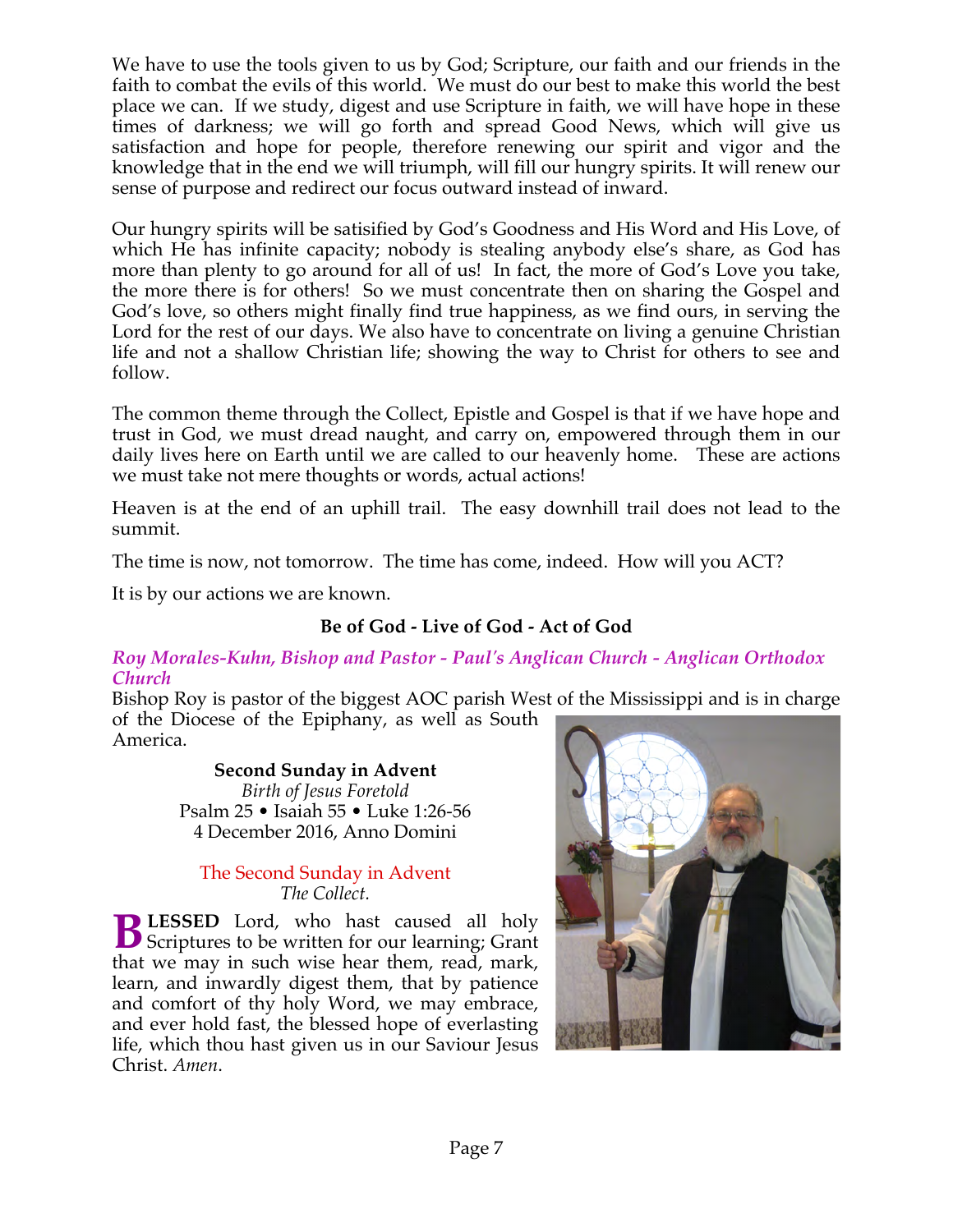We have to use the tools given to us by God; Scripture, our faith and our friends in the faith to combat the evils of this world. We must do our best to make this world the best place we can. If we study, digest and use Scripture in faith, we will have hope in these times of darkness; we will go forth and spread Good News, which will give us satisfaction and hope for people, therefore renewing our spirit and vigor and the knowledge that in the end we will triumph, will fill our hungry spirits. It will renew our sense of purpose and redirect our focus outward instead of inward.

Our hungry spirits will be satisified by God's Goodness and His Word and His Love, of which He has infinite capacity; nobody is stealing anybody else's share, as God has more than plenty to go around for all of us! In fact, the more of God's Love you take, the more there is for others! So we must concentrate then on sharing the Gospel and God's love, so others might finally find true happiness, as we find ours, in serving the Lord for the rest of our days. We also have to concentrate on living a genuine Christian life and not a shallow Christian life; showing the way to Christ for others to see and follow.

The common theme through the Collect, Epistle and Gospel is that if we have hope and trust in God, we must dread naught, and carry on, empowered through them in our daily lives here on Earth until we are called to our heavenly home. These are actions we must take not mere thoughts or words, actual actions!

Heaven is at the end of an uphill trail. The easy downhill trail does not lead to the summit.

The time is now, not tomorrow. The time has come, indeed. How will you ACT?

It is by our actions we are known.

**Be of God - Live of God - Act of God**

*Roy Morales-Kuhn, Bishop and Pastor - Paul's Anglican Church - Anglican Orthodox Church*

Bishop Roy is pastor of the biggest AOC parish West of the Mississippi and is in charge of the Diocese of the Epiphany, as well as South America.

**Second Sunday in Advent**
*Birth of Jesus Foretold*
Psalm 25 • Isaiah 55 • Luke 1:26-56
4 December 2016, Anno Domini

The Second Sunday in Advent
*The Collect.*

**BLESSED** Lord, who hast caused all holy Scriptures to be written for our learning; Grant that we may in such wise hear them, read, mark, learn, and inwardly digest them, that by patience and comfort of thy holy Word, we may embrace, and ever hold fast, the blessed hope of everlasting life, which thou hast given us in our Saviour Jesus Christ. *Amen*.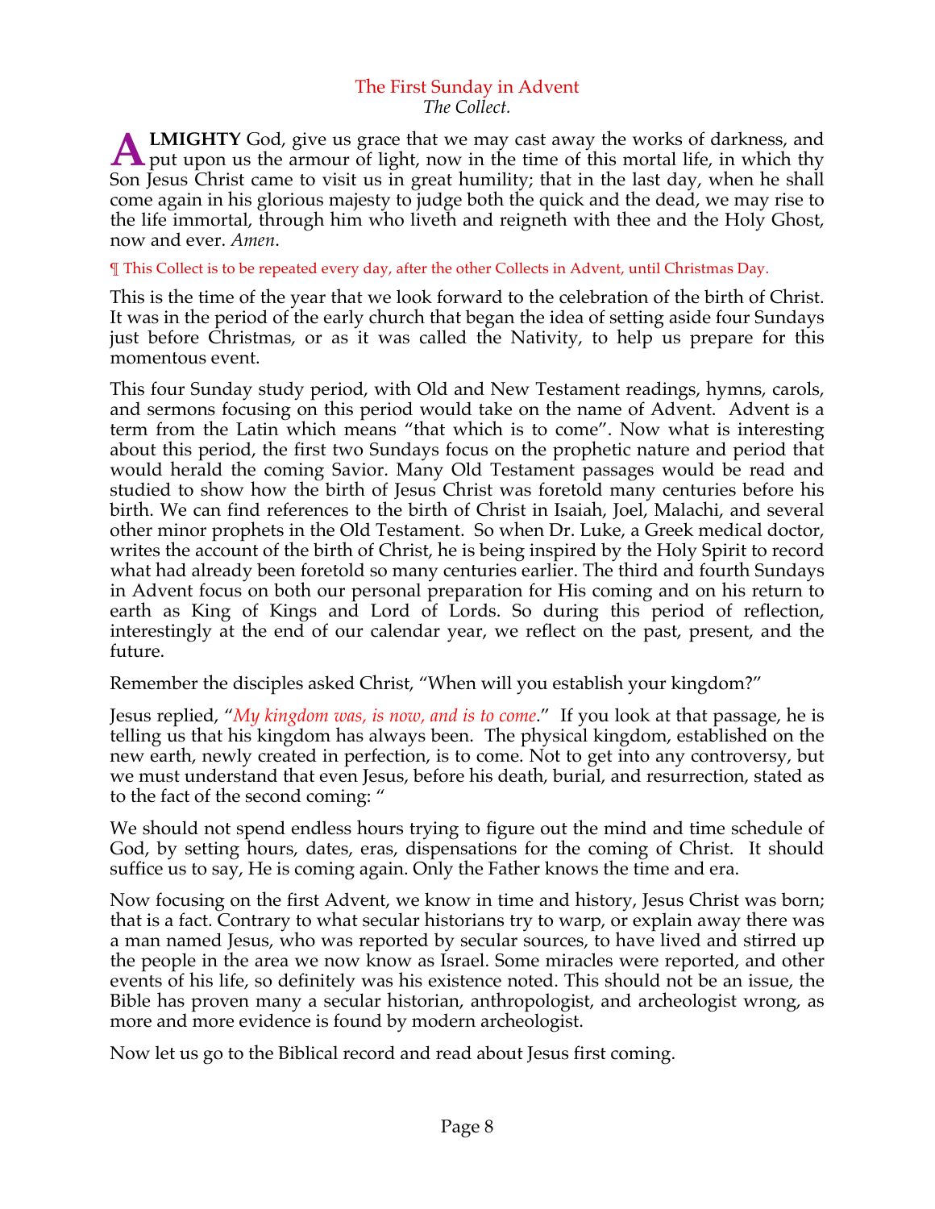## The First Sunday in Advent

*The Collect.*

**ALMIGHTY** God, give us grace that we may cast away the works of darkness, and put upon us the armour of light, now in the time of this mortal life, in which thy Son Jesus Christ came to visit us in great humility; that in the last day, when he shall come again in his glorious majesty to judge both the quick and the dead, we may rise to the life immortal, through him who liveth and reigneth with thee and the Holy Ghost, now and ever. *Amen*.

¶ This Collect is to be repeated every day, after the other Collects in Advent, until Christmas Day.

This is the time of the year that we look forward to the celebration of the birth of Christ. It was in the period of the early church that began the idea of setting aside four Sundays just before Christmas, or as it was called the Nativity, to help us prepare for this momentous event.

This four Sunday study period, with Old and New Testament readings, hymns, carols, and sermons focusing on this period would take on the name of Advent. Advent is a term from the Latin which means "that which is to come". Now what is interesting about this period, the first two Sundays focus on the prophetic nature and period that would herald the coming Savior. Many Old Testament passages would be read and studied to show how the birth of Jesus Christ was foretold many centuries before his birth. We can find references to the birth of Christ in Isaiah, Joel, Malachi, and several other minor prophets in the Old Testament. So when Dr. Luke, a Greek medical doctor, writes the account of the birth of Christ, he is being inspired by the Holy Spirit to record what had already been foretold so many centuries earlier. The third and fourth Sundays in Advent focus on both our personal preparation for His coming and on his return to earth as King of Kings and Lord of Lords. So during this period of reflection, interestingly at the end of our calendar year, we reflect on the past, present, and the future.

Remember the disciples asked Christ, "When will you establish your kingdom?"

Jesus replied, "*My kingdom was, is now, and is to come*." If you look at that passage, he is telling us that his kingdom has always been. The physical kingdom, established on the new earth, newly created in perfection, is to come. Not to get into any controversy, but we must understand that even Jesus, before his death, burial, and resurrection, stated as to the fact of the second coming: "

We should not spend endless hours trying to figure out the mind and time schedule of God, by setting hours, dates, eras, dispensations for the coming of Christ. It should suffice us to say, He is coming again. Only the Father knows the time and era.

Now focusing on the first Advent, we know in time and history, Jesus Christ was born; that is a fact. Contrary to what secular historians try to warp, or explain away there was a man named Jesus, who was reported by secular sources, to have lived and stirred up the people in the area we now know as Israel. Some miracles were reported, and other events of his life, so definitely was his existence noted. This should not be an issue, the Bible has proven many a secular historian, anthropologist, and archeologist wrong, as more and more evidence is found by modern archeologist.

Now let us go to the Biblical record and read about Jesus first coming.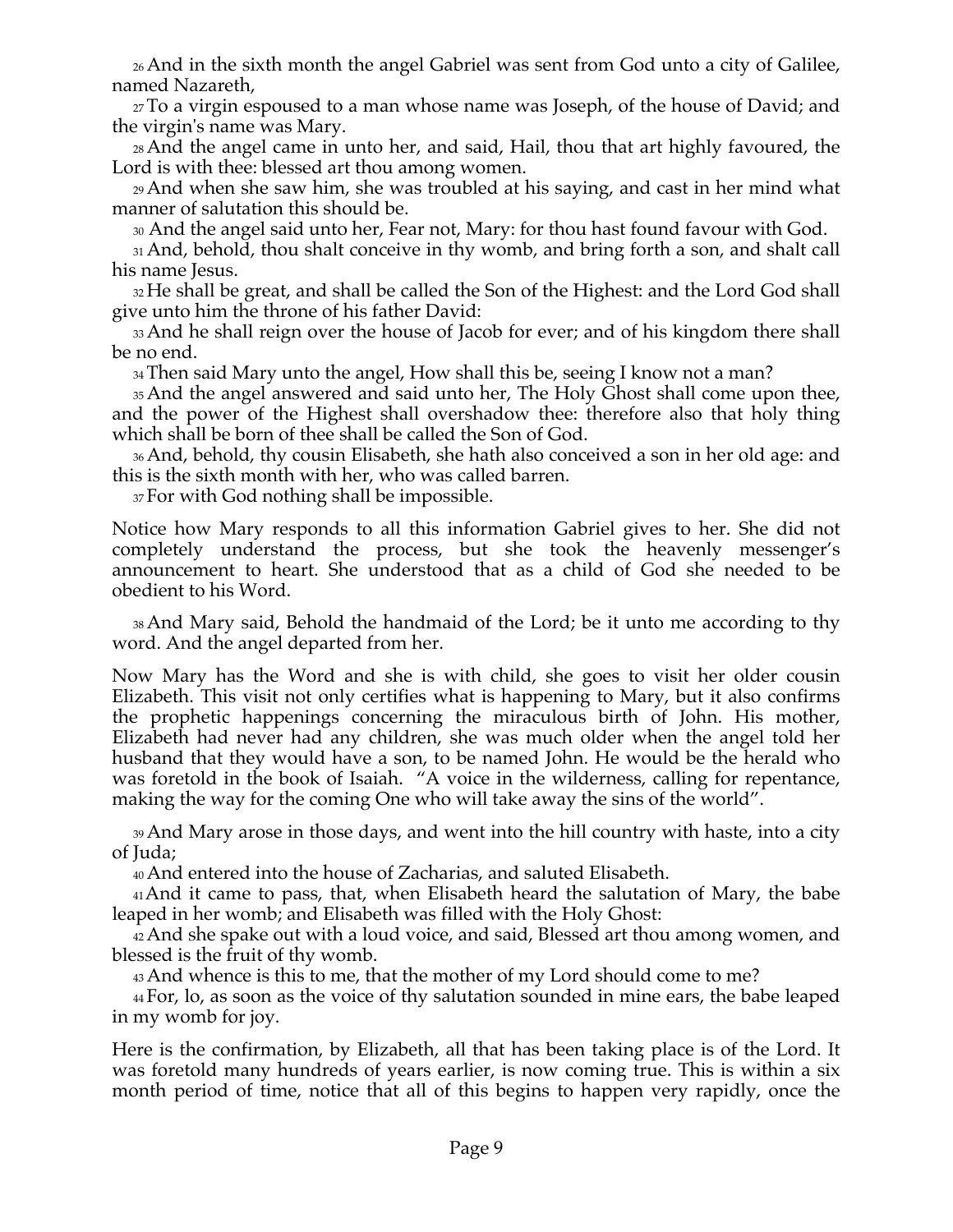[26] And in the sixth month the angel Gabriel was sent from God unto a city of Galilee, named Nazareth,

[27] To a virgin espoused to a man whose name was Joseph, of the house of David; and the virgin's name was Mary.

[28] And the angel came in unto her, and said, Hail, thou that art highly favoured, the Lord is with thee: blessed art thou among women.

[29] And when she saw him, she was troubled at his saying, and cast in her mind what manner of salutation this should be.

[30] And the angel said unto her, Fear not, Mary: for thou hast found favour with God.

[31] And, behold, thou shalt conceive in thy womb, and bring forth a son, and shalt call his name Jesus.

[32] He shall be great, and shall be called the Son of the Highest: and the Lord God shall give unto him the throne of his father David:

[33] And he shall reign over the house of Jacob for ever; and of his kingdom there shall be no end.

[34] Then said Mary unto the angel, How shall this be, seeing I know not a man?

[35] And the angel answered and said unto her, The Holy Ghost shall come upon thee, and the power of the Highest shall overshadow thee: therefore also that holy thing which shall be born of thee shall be called the Son of God.

[36] And, behold, thy cousin Elisabeth, she hath also conceived a son in her old age: and this is the sixth month with her, who was called barren.

[37] For with God nothing shall be impossible.

Notice how Mary responds to all this information Gabriel gives to her. She did not completely understand the process, but she took the heavenly messenger's announcement to heart. She understood that as a child of God she needed to be obedient to his Word.

[38] And Mary said, Behold the handmaid of the Lord; be it unto me according to thy word. And the angel departed from her.

Now Mary has the Word and she is with child, she goes to visit her older cousin Elizabeth. This visit not only certifies what is happening to Mary, but it also confirms the prophetic happenings concerning the miraculous birth of John. His mother, Elizabeth had never had any children, she was much older when the angel told her husband that they would have a son, to be named John. He would be the herald who was foretold in the book of Isaiah. "A voice in the wilderness, calling for repentance, making the way for the coming One who will take away the sins of the world".

[39] And Mary arose in those days, and went into the hill country with haste, into a city of Juda;

[40] And entered into the house of Zacharias, and saluted Elisabeth.

[41] And it came to pass, that, when Elisabeth heard the salutation of Mary, the babe leaped in her womb; and Elisabeth was filled with the Holy Ghost:

[42] And she spake out with a loud voice, and said, Blessed art thou among women, and blessed is the fruit of thy womb.

[43] And whence is this to me, that the mother of my Lord should come to me?

[44] For, lo, as soon as the voice of thy salutation sounded in mine ears, the babe leaped in my womb for joy.

Here is the confirmation, by Elizabeth, all that has been taking place is of the Lord. It was foretold many hundreds of years earlier, is now coming true. This is within a six month period of time, notice that all of this begins to happen very rapidly, once the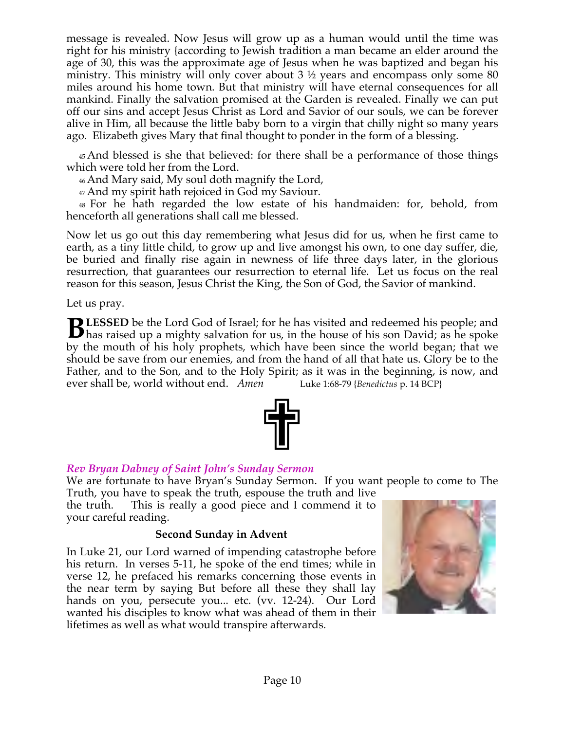message is revealed. Now Jesus will grow up as a human would until the time was right for his ministry {according to Jewish tradition a man became an elder around the age of 30, this was the approximate age of Jesus when he was baptized and began his ministry. This ministry will only cover about 3 ½ years and encompass only some 80 miles around his home town. But that ministry will have eternal consequences for all mankind. Finally the salvation promised at the Garden is revealed. Finally we can put off our sins and accept Jesus Christ as Lord and Savior of our souls, we can be forever alive in Him, all because the little baby born to a virgin that chilly night so many years ago. Elizabeth gives Mary that final thought to ponder in the form of a blessing.

45 And blessed is she that believed: for there shall be a performance of those things which were told her from the Lord.

46 And Mary said, My soul doth magnify the Lord,

47 And my spirit hath rejoiced in God my Saviour.

48 For he hath regarded the low estate of his handmaiden: for, behold, from henceforth all generations shall call me blessed.

Now let us go out this day remembering what Jesus did for us, when he first came to earth, as a tiny little child, to grow up and live amongst his own, to one day suffer, die, be buried and finally rise again in newness of life three days later, in the glorious resurrection, that guarantees our resurrection to eternal life. Let us focus on the real reason for this season, Jesus Christ the King, the Son of God, the Savior of mankind.

Let us pray.

**BLESSED** be the Lord God of Israel; for he has visited and redeemed his people; and has raised up a mighty salvation for us, in the house of his son David; as he spoke by the mouth of his holy prophets, which have been since the world began; that we should be save from our enemies, and from the hand of all that hate us. Glory be to the Father, and to the Son, and to the Holy Spirit; as it was in the beginning, is now, and ever shall be, world without end. *Amen* Luke 1:68-79 {*Benedictus* p. 14 BCP}

### *Rev Bryan Dabney of Saint John's Sunday Sermon*

We are fortunate to have Bryan's Sunday Sermon. If you want people to come to The Truth, you have to speak the truth, espouse the truth and live the truth. This is really a good piece and I commend it to your careful reading.

#### Second Sunday in Advent

In Luke 21, our Lord warned of impending catastrophe before his return. In verses 5-11, he spoke of the end times; while in verse 12, he prefaced his remarks concerning those events in the near term by saying But before all these they shall lay hands on you, persecute you... etc. (vv. 12-24). Our Lord wanted his disciples to know what was ahead of them in their lifetimes as well as what would transpire afterwards.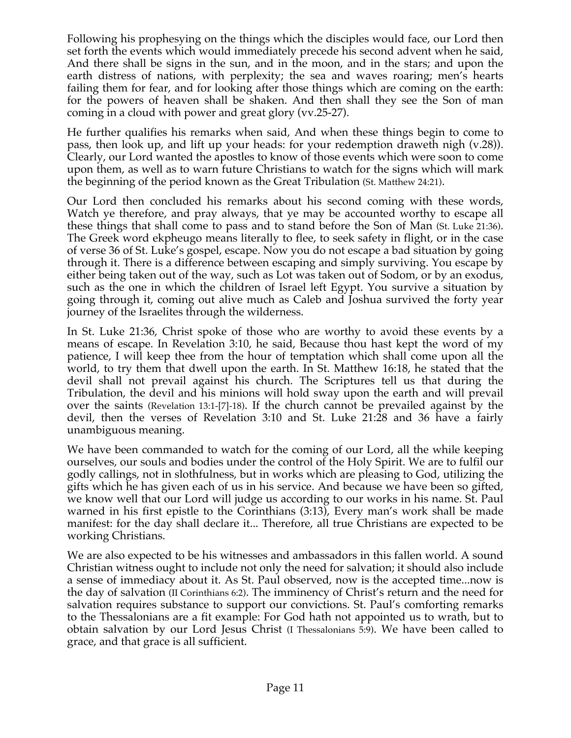Following his prophesying on the things which the disciples would face, our Lord then set forth the events which would immediately precede his second advent when he said, And there shall be signs in the sun, and in the moon, and in the stars; and upon the earth distress of nations, with perplexity; the sea and waves roaring; men's hearts failing them for fear, and for looking after those things which are coming on the earth: for the powers of heaven shall be shaken. And then shall they see the Son of man coming in a cloud with power and great glory (vv.25-27).

He further qualifies his remarks when said, And when these things begin to come to pass, then look up, and lift up your heads: for your redemption draweth nigh (v.28)). Clearly, our Lord wanted the apostles to know of those events which were soon to come upon them, as well as to warn future Christians to watch for the signs which will mark the beginning of the period known as the Great Tribulation (St. Matthew 24:21).

Our Lord then concluded his remarks about his second coming with these words, Watch ye therefore, and pray always, that ye may be accounted worthy to escape all these things that shall come to pass and to stand before the Son of Man (St. Luke 21:36). The Greek word ekpheugo means literally to flee, to seek safety in flight, or in the case of verse 36 of St. Luke's gospel, escape. Now you do not escape a bad situation by going through it. There is a difference between escaping and simply surviving. You escape by either being taken out of the way, such as Lot was taken out of Sodom, or by an exodus, such as the one in which the children of Israel left Egypt. You survive a situation by going through it, coming out alive much as Caleb and Joshua survived the forty year journey of the Israelites through the wilderness.

In St. Luke 21:36, Christ spoke of those who are worthy to avoid these events by a means of escape. In Revelation 3:10, he said, Because thou hast kept the word of my patience, I will keep thee from the hour of temptation which shall come upon all the world, to try them that dwell upon the earth. In St. Matthew 16:18, he stated that the devil shall not prevail against his church. The Scriptures tell us that during the Tribulation, the devil and his minions will hold sway upon the earth and will prevail over the saints (Revelation 13:1-[7]-18). If the church cannot be prevailed against by the devil, then the verses of Revelation 3:10 and St. Luke 21:28 and 36 have a fairly unambiguous meaning.

We have been commanded to watch for the coming of our Lord, all the while keeping ourselves, our souls and bodies under the control of the Holy Spirit. We are to fulfil our godly callings, not in slothfulness, but in works which are pleasing to God, utilizing the gifts which he has given each of us in his service. And because we have been so gifted, we know well that our Lord will judge us according to our works in his name. St. Paul warned in his first epistle to the Corinthians (3:13), Every man's work shall be made manifest: for the day shall declare it... Therefore, all true Christians are expected to be working Christians.

We are also expected to be his witnesses and ambassadors in this fallen world. A sound Christian witness ought to include not only the need for salvation; it should also include a sense of immediacy about it. As St. Paul observed, now is the accepted time...now is the day of salvation (II Corinthians 6:2). The imminency of Christ's return and the need for salvation requires substance to support our convictions. St. Paul's comforting remarks to the Thessalonians are a fit example: For God hath not appointed us to wrath, but to obtain salvation by our Lord Jesus Christ (I Thessalonians 5:9). We have been called to grace, and that grace is all sufficient.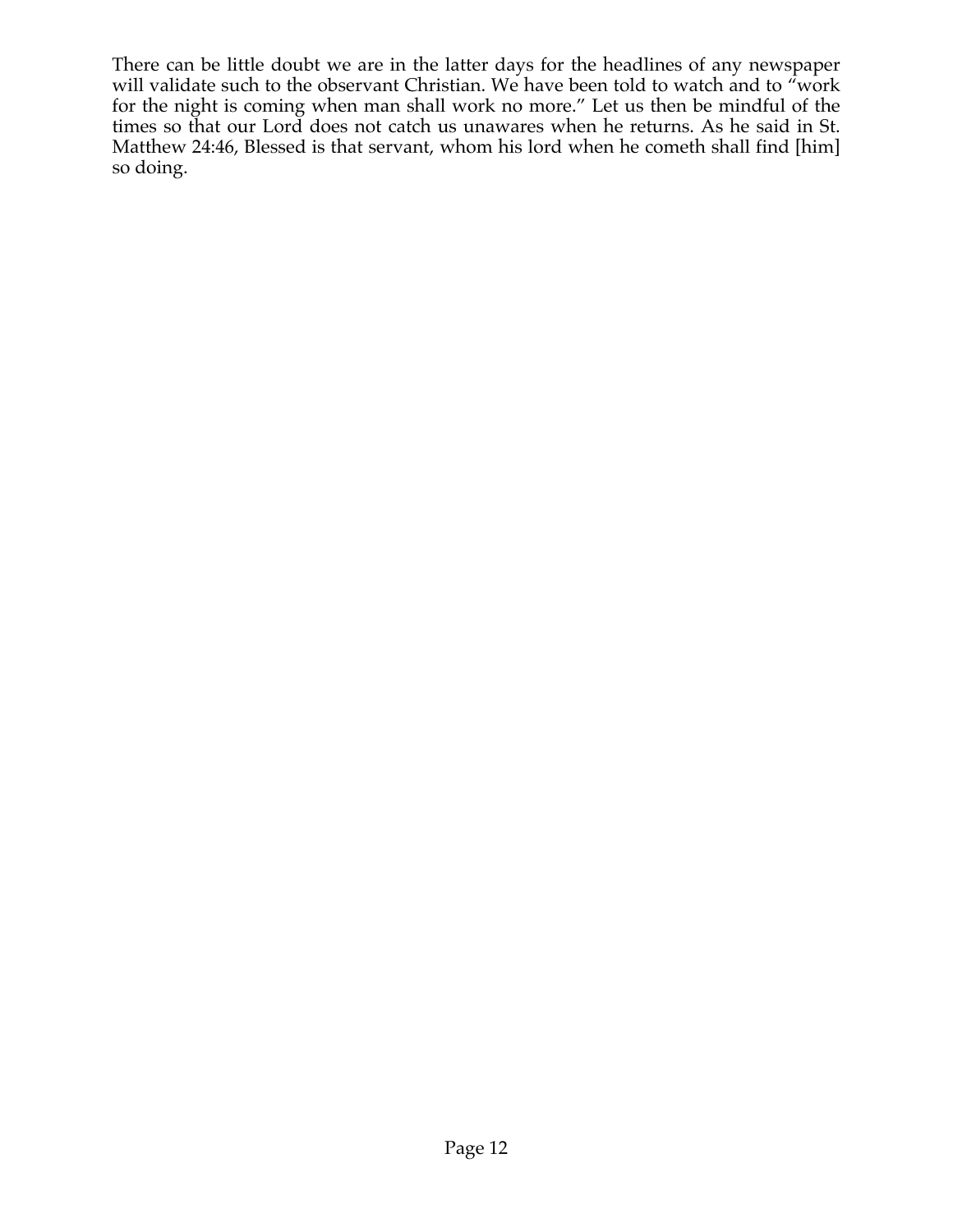There can be little doubt we are in the latter days for the headlines of any newspaper will validate such to the observant Christian. We have been told to watch and to "work for the night is coming when man shall work no more." Let us then be mindful of the times so that our Lord does not catch us unawares when he returns. As he said in St. Matthew 24:46, Blessed is that servant, whom his lord when he cometh shall find [him] so doing.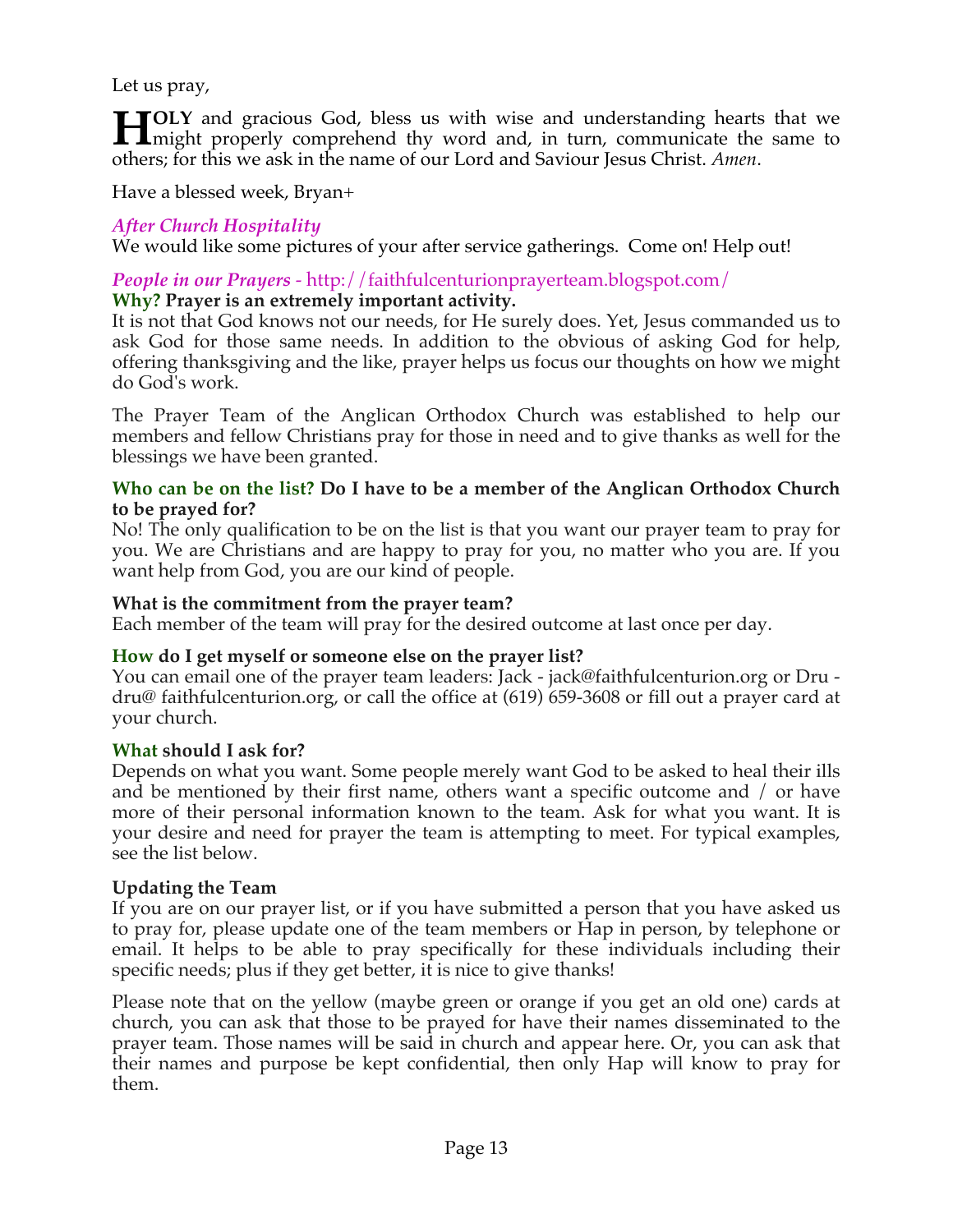Let us pray,

**HOLY** and gracious God, bless us with wise and understanding hearts that we might properly comprehend thy word and, in turn, communicate the same to others; for this we ask in the name of our Lord and Saviour Jesus Christ. *Amen*.

Have a blessed week, Bryan+

### *After Church Hospitality*

We would like some pictures of your after service gatherings. Come on! Help out!

### *People in our Prayers* - http://faithfulcenturionprayerteam.blogspot.com/

**Why? Prayer is an extremely important activity.**

It is not that God knows not our needs, for He surely does. Yet, Jesus commanded us to ask God for those same needs. In addition to the obvious of asking God for help, offering thanksgiving and the like, prayer helps us focus our thoughts on how we might do God's work.

The Prayer Team of the Anglican Orthodox Church was established to help our members and fellow Christians pray for those in need and to give thanks as well for the blessings we have been granted.

**Who can be on the list? Do I have to be a member of the Anglican Orthodox Church to be prayed for?**

No! The only qualification to be on the list is that you want our prayer team to pray for you. We are Christians and are happy to pray for you, no matter who you are. If you want help from God, you are our kind of people.

**What is the commitment from the prayer team?**

Each member of the team will pray for the desired outcome at last once per day.

**How do I get myself or someone else on the prayer list?**

You can email one of the prayer team leaders: Jack - jack@faithfulcenturion.org or Dru - dru@ faithfulcenturion.org, or call the office at (619) 659-3608 or fill out a prayer card at your church.

**What should I ask for?**

Depends on what you want. Some people merely want God to be asked to heal their ills and be mentioned by their first name, others want a specific outcome and / or have more of their personal information known to the team. Ask for what you want. It is your desire and need for prayer the team is attempting to meet. For typical examples, see the list below.

**Updating the Team**

If you are on our prayer list, or if you have submitted a person that you have asked us to pray for, please update one of the team members or Hap in person, by telephone or email. It helps to be able to pray specifically for these individuals including their specific needs; plus if they get better, it is nice to give thanks!

Please note that on the yellow (maybe green or orange if you get an old one) cards at church, you can ask that those to be prayed for have their names disseminated to the prayer team. Those names will be said in church and appear here. Or, you can ask that their names and purpose be kept confidential, then only Hap will know to pray for them.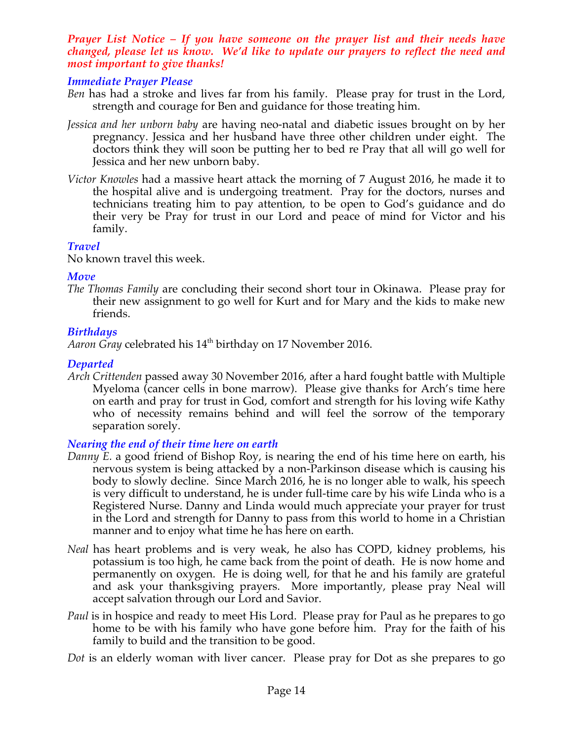***Prayer List Notice – If you have someone on the prayer list and their needs have changed, please let us know. We'd like to update our prayers to reflect the need and most important to give thanks!***

### *Immediate Prayer Please*

*Ben* has had a stroke and lives far from his family. Please pray for trust in the Lord, strength and courage for Ben and guidance for those treating him.

*Jessica and her unborn baby* are having neo-natal and diabetic issues brought on by her pregnancy. Jessica and her husband have three other children under eight. The doctors think they will soon be putting her to bed re Pray that all will go well for Jessica and her new unborn baby.

*Victor Knowles* had a massive heart attack the morning of 7 August 2016, he made it to the hospital alive and is undergoing treatment. Pray for the doctors, nurses and technicians treating him to pay attention, to be open to God's guidance and do their very be Pray for trust in our Lord and peace of mind for Victor and his family.

### *Travel*

No known travel this week.

### *Move*

*The Thomas Family* are concluding their second short tour in Okinawa. Please pray for their new assignment to go well for Kurt and for Mary and the kids to make new friends.

### *Birthdays*

*Aaron Gray* celebrated his 14th birthday on 17 November 2016.

### *Departed*

*Arch Crittenden* passed away 30 November 2016, after a hard fought battle with Multiple Myeloma (cancer cells in bone marrow). Please give thanks for Arch's time here on earth and pray for trust in God, comfort and strength for his loving wife Kathy who of necessity remains behind and will feel the sorrow of the temporary separation sorely.

### *Nearing the end of their time here on earth*

*Danny E.* a good friend of Bishop Roy, is nearing the end of his time here on earth, his nervous system is being attacked by a non-Parkinson disease which is causing his body to slowly decline. Since March 2016, he is no longer able to walk, his speech is very difficult to understand, he is under full-time care by his wife Linda who is a Registered Nurse. Danny and Linda would much appreciate your prayer for trust in the Lord and strength for Danny to pass from this world to home in a Christian manner and to enjoy what time he has here on earth.

*Neal* has heart problems and is very weak, he also has COPD, kidney problems, his potassium is too high, he came back from the point of death. He is now home and permanently on oxygen. He is doing well, for that he and his family are grateful and ask your thanksgiving prayers. More importantly, please pray Neal will accept salvation through our Lord and Savior.

*Paul* is in hospice and ready to meet His Lord. Please pray for Paul as he prepares to go home to be with his family who have gone before him. Pray for the faith of his family to build and the transition to be good.

*Dot* is an elderly woman with liver cancer. Please pray for Dot as she prepares to go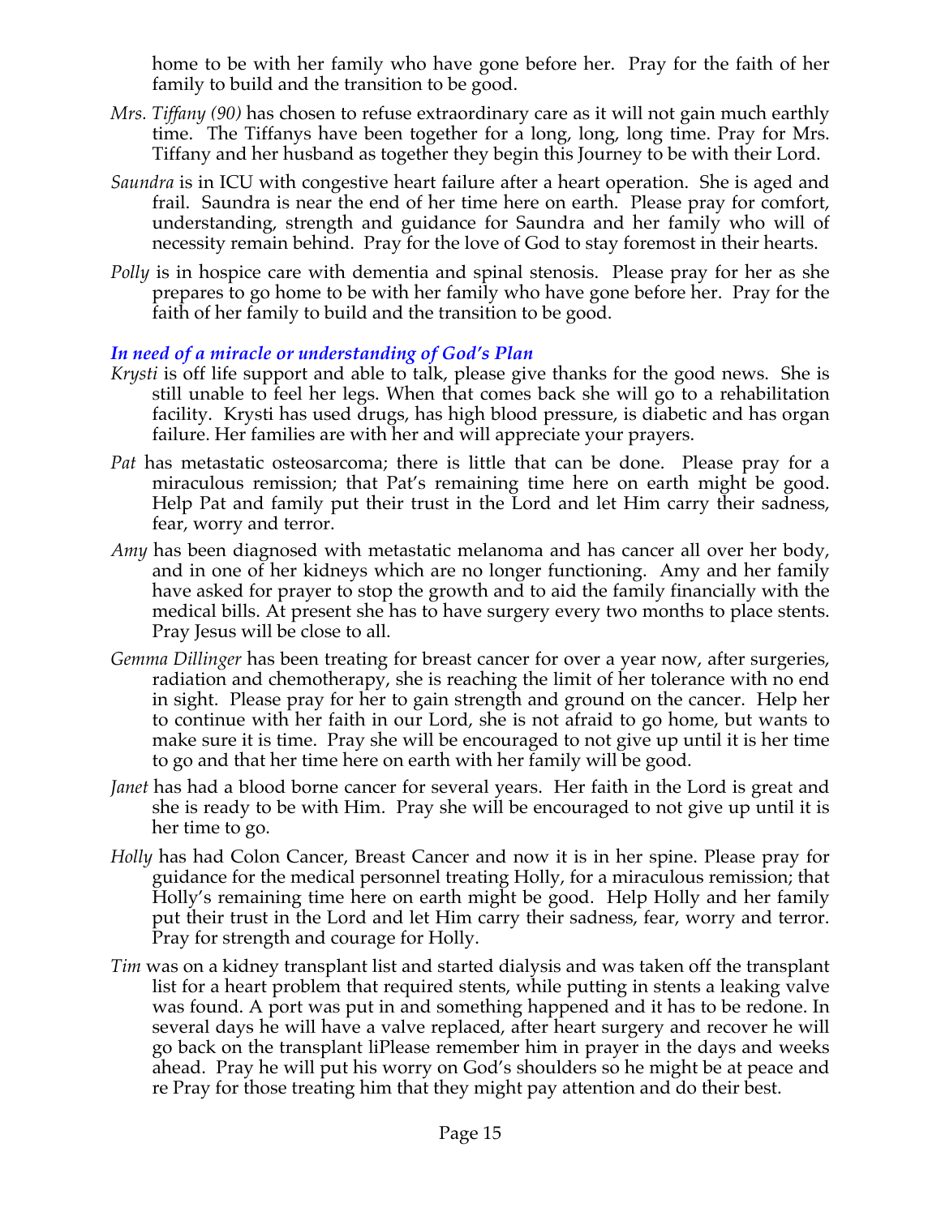home to be with her family who have gone before her. Pray for the faith of her family to build and the transition to be good.

*Mrs. Tiffany (90)* has chosen to refuse extraordinary care as it will not gain much earthly time. The Tiffanys have been together for a long, long, long time. Pray for Mrs. Tiffany and her husband as together they begin this Journey to be with their Lord.

*Saundra* is in ICU with congestive heart failure after a heart operation. She is aged and frail. Saundra is near the end of her time here on earth. Please pray for comfort, understanding, strength and guidance for Saundra and her family who will of necessity remain behind. Pray for the love of God to stay foremost in their hearts.

*Polly* is in hospice care with dementia and spinal stenosis. Please pray for her as she prepares to go home to be with her family who have gone before her. Pray for the faith of her family to build and the transition to be good.

### *In need of a miracle or understanding of God's Plan*

*Krysti* is off life support and able to talk, please give thanks for the good news. She is still unable to feel her legs. When that comes back she will go to a rehabilitation facility. Krysti has used drugs, has high blood pressure, is diabetic and has organ failure. Her families are with her and will appreciate your prayers.

*Pat* has metastatic osteosarcoma; there is little that can be done. Please pray for a miraculous remission; that Pat's remaining time here on earth might be good. Help Pat and family put their trust in the Lord and let Him carry their sadness, fear, worry and terror.

*Amy* has been diagnosed with metastatic melanoma and has cancer all over her body, and in one of her kidneys which are no longer functioning. Amy and her family have asked for prayer to stop the growth and to aid the family financially with the medical bills. At present she has to have surgery every two months to place stents. Pray Jesus will be close to all.

*Gemma Dillinger* has been treating for breast cancer for over a year now, after surgeries, radiation and chemotherapy, she is reaching the limit of her tolerance with no end in sight. Please pray for her to gain strength and ground on the cancer. Help her to continue with her faith in our Lord, she is not afraid to go home, but wants to make sure it is time. Pray she will be encouraged to not give up until it is her time to go and that her time here on earth with her family will be good.

*Janet* has had a blood borne cancer for several years. Her faith in the Lord is great and she is ready to be with Him. Pray she will be encouraged to not give up until it is her time to go.

*Holly* has had Colon Cancer, Breast Cancer and now it is in her spine. Please pray for guidance for the medical personnel treating Holly, for a miraculous remission; that Holly's remaining time here on earth might be good. Help Holly and her family put their trust in the Lord and let Him carry their sadness, fear, worry and terror. Pray for strength and courage for Holly.

*Tim* was on a kidney transplant list and started dialysis and was taken off the transplant list for a heart problem that required stents, while putting in stents a leaking valve was found. A port was put in and something happened and it has to be redone. In several days he will have a valve replaced, after heart surgery and recover he will go back on the transplant liPlease remember him in prayer in the days and weeks ahead. Pray he will put his worry on God's shoulders so he might be at peace and re Pray for those treating him that they might pay attention and do their best.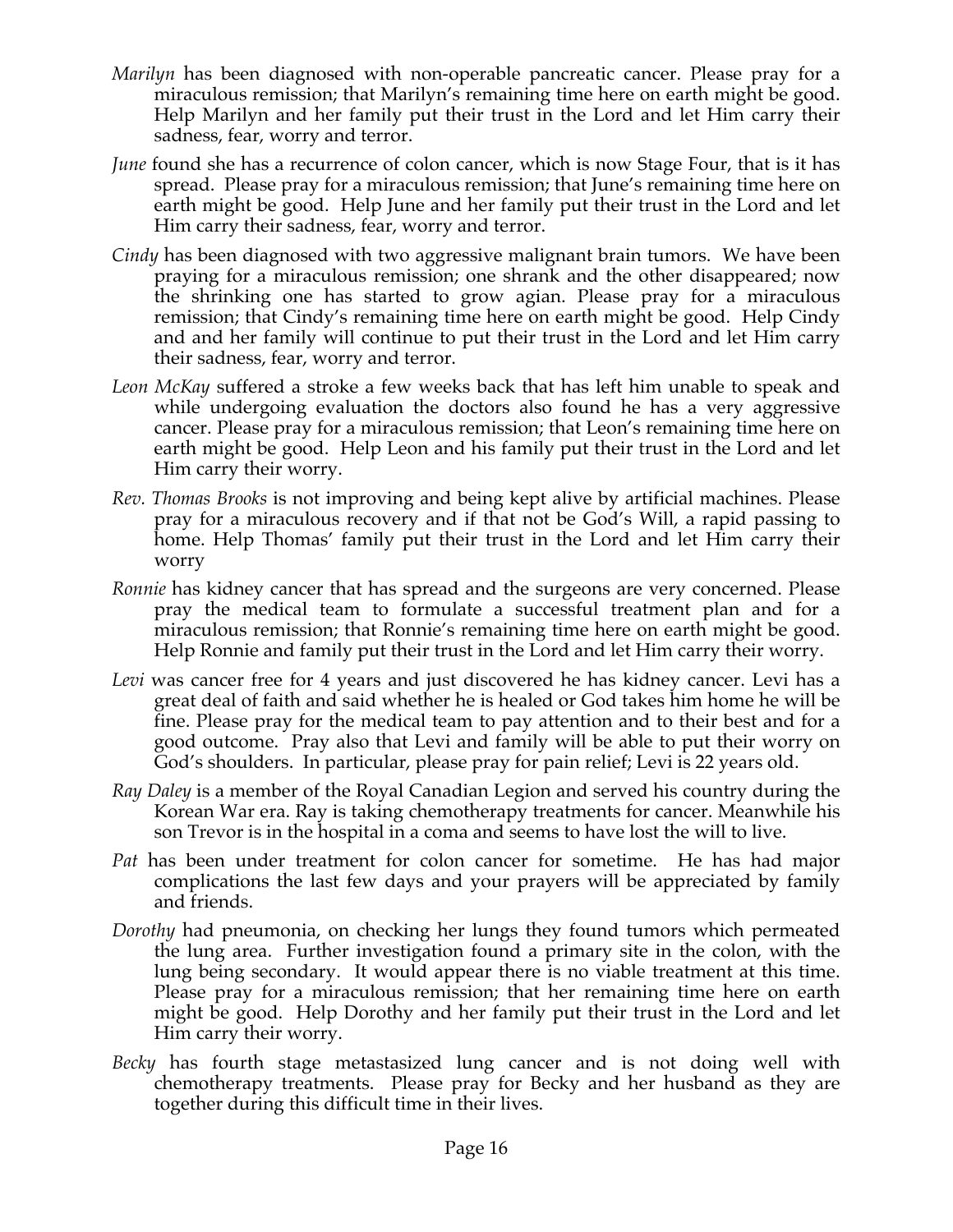*Marilyn* has been diagnosed with non-operable pancreatic cancer. Please pray for a miraculous remission; that Marilyn's remaining time here on earth might be good. Help Marilyn and her family put their trust in the Lord and let Him carry their sadness, fear, worry and terror.

*June* found she has a recurrence of colon cancer, which is now Stage Four, that is it has spread. Please pray for a miraculous remission; that June's remaining time here on earth might be good. Help June and her family put their trust in the Lord and let Him carry their sadness, fear, worry and terror.

*Cindy* has been diagnosed with two aggressive malignant brain tumors. We have been praying for a miraculous remission; one shrank and the other disappeared; now the shrinking one has started to grow agian. Please pray for a miraculous remission; that Cindy's remaining time here on earth might be good. Help Cindy and and her family will continue to put their trust in the Lord and let Him carry their sadness, fear, worry and terror.

*Leon McKay* suffered a stroke a few weeks back that has left him unable to speak and while undergoing evaluation the doctors also found he has a very aggressive cancer. Please pray for a miraculous remission; that Leon's remaining time here on earth might be good. Help Leon and his family put their trust in the Lord and let Him carry their worry.

*Rev. Thomas Brooks* is not improving and being kept alive by artificial machines. Please pray for a miraculous recovery and if that not be God's Will, a rapid passing to home. Help Thomas' family put their trust in the Lord and let Him carry their worry

*Ronnie* has kidney cancer that has spread and the surgeons are very concerned. Please pray the medical team to formulate a successful treatment plan and for a miraculous remission; that Ronnie's remaining time here on earth might be good. Help Ronnie and family put their trust in the Lord and let Him carry their worry.

*Levi* was cancer free for 4 years and just discovered he has kidney cancer. Levi has a great deal of faith and said whether he is healed or God takes him home he will be fine. Please pray for the medical team to pay attention and to their best and for a good outcome. Pray also that Levi and family will be able to put their worry on God's shoulders. In particular, please pray for pain relief; Levi is 22 years old.

*Ray Daley* is a member of the Royal Canadian Legion and served his country during the Korean War era. Ray is taking chemotherapy treatments for cancer. Meanwhile his son Trevor is in the hospital in a coma and seems to have lost the will to live.

*Pat* has been under treatment for colon cancer for sometime. He has had major complications the last few days and your prayers will be appreciated by family and friends.

*Dorothy* had pneumonia, on checking her lungs they found tumors which permeated the lung area. Further investigation found a primary site in the colon, with the lung being secondary. It would appear there is no viable treatment at this time. Please pray for a miraculous remission; that her remaining time here on earth might be good. Help Dorothy and her family put their trust in the Lord and let Him carry their worry.

*Becky* has fourth stage metastasized lung cancer and is not doing well with chemotherapy treatments. Please pray for Becky and her husband as they are together during this difficult time in their lives.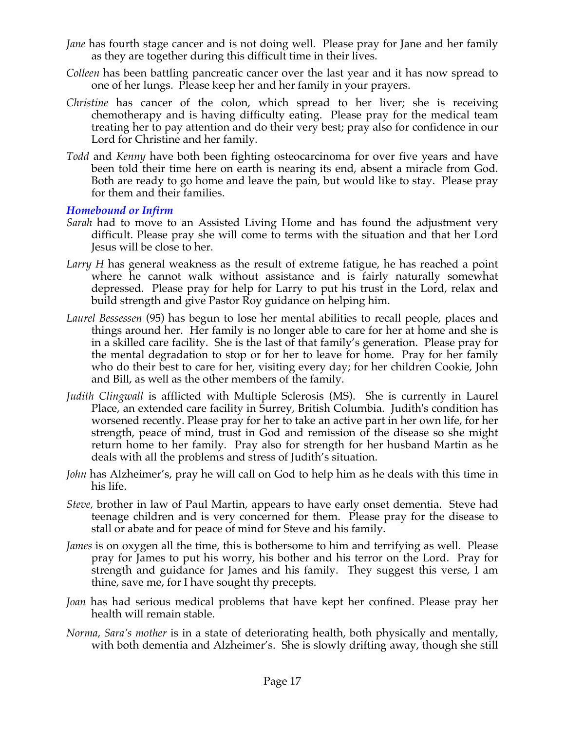*Jane* has fourth stage cancer and is not doing well. Please pray for Jane and her family as they are together during this difficult time in their lives.

*Colleen* has been battling pancreatic cancer over the last year and it has now spread to one of her lungs. Please keep her and her family in your prayers.

*Christine* has cancer of the colon, which spread to her liver; she is receiving chemotherapy and is having difficulty eating. Please pray for the medical team treating her to pay attention and do their very best; pray also for confidence in our Lord for Christine and her family.

*Todd* and *Kenny* have both been fighting osteocarcinoma for over five years and have been told their time here on earth is nearing its end, absent a miracle from God. Both are ready to go home and leave the pain, but would like to stay. Please pray for them and their families.

### *Homebound or Infirm*

*Sarah* had to move to an Assisted Living Home and has found the adjustment very difficult. Please pray she will come to terms with the situation and that her Lord Jesus will be close to her.

*Larry H* has general weakness as the result of extreme fatigue, he has reached a point where he cannot walk without assistance and is fairly naturally somewhat depressed. Please pray for help for Larry to put his trust in the Lord, relax and build strength and give Pastor Roy guidance on helping him.

*Laurel Bessessen* (95) has begun to lose her mental abilities to recall people, places and things around her. Her family is no longer able to care for her at home and she is in a skilled care facility. She is the last of that family's generation. Please pray for the mental degradation to stop or for her to leave for home. Pray for her family who do their best to care for her, visiting every day; for her children Cookie, John and Bill, as well as the other members of the family.

*Judith Clingwall* is afflicted with Multiple Sclerosis (MS). She is currently in Laurel Place, an extended care facility in Surrey, British Columbia. Judith's condition has worsened recently. Please pray for her to take an active part in her own life, for her strength, peace of mind, trust in God and remission of the disease so she might return home to her family. Pray also for strength for her husband Martin as he deals with all the problems and stress of Judith's situation.

*John* has Alzheimer's, pray he will call on God to help him as he deals with this time in his life.

*Steve,* brother in law of Paul Martin, appears to have early onset dementia. Steve had teenage children and is very concerned for them. Please pray for the disease to stall or abate and for peace of mind for Steve and his family.

*James* is on oxygen all the time, this is bothersome to him and terrifying as well. Please pray for James to put his worry, his bother and his terror on the Lord. Pray for strength and guidance for James and his family. They suggest this verse, I am thine, save me, for I have sought thy precepts.

*Joan* has had serious medical problems that have kept her confined. Please pray her health will remain stable.

*Norma, Sara's mother* is in a state of deteriorating health, both physically and mentally, with both dementia and Alzheimer's. She is slowly drifting away, though she still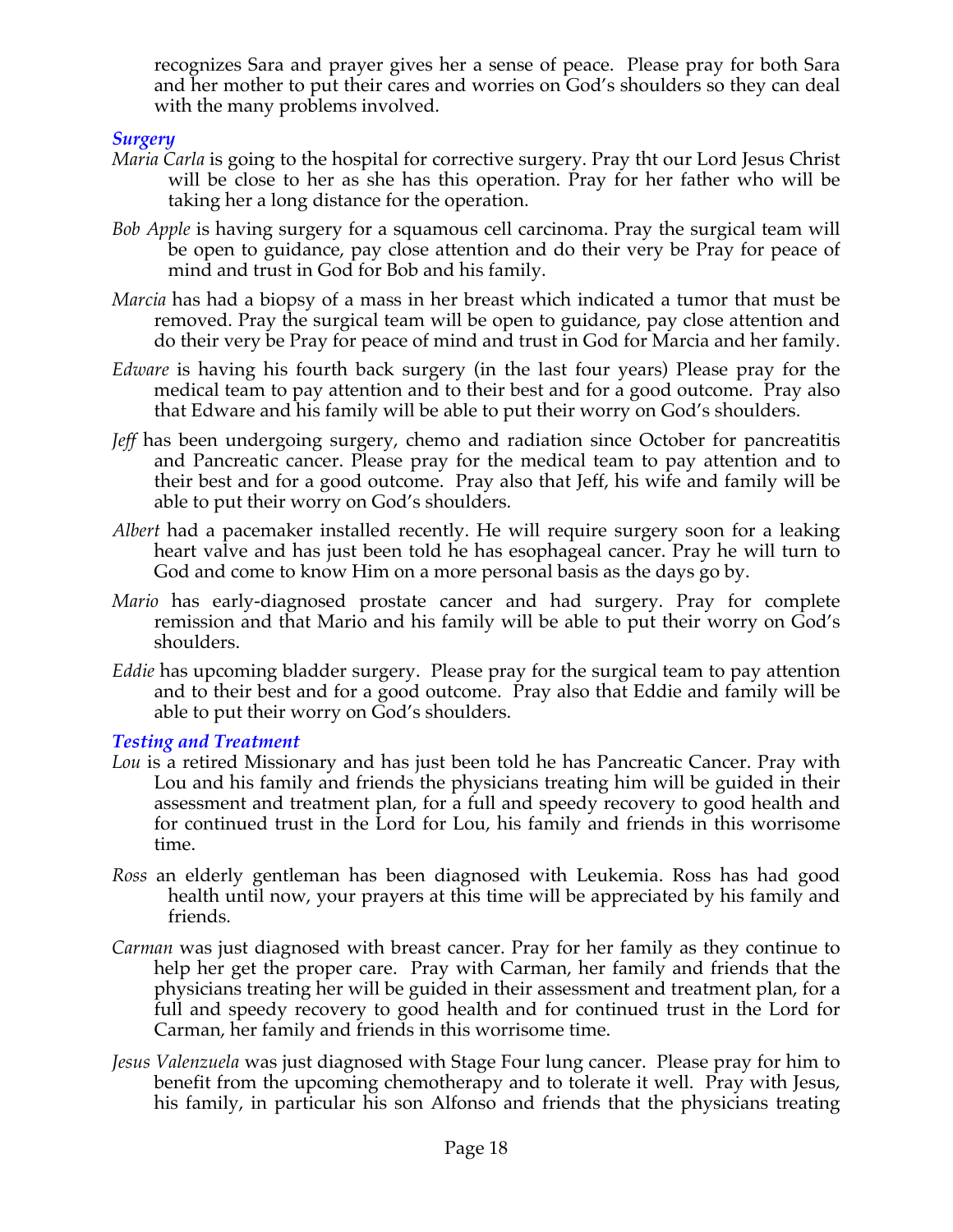recognizes Sara and prayer gives her a sense of peace. Please pray for both Sara and her mother to put their cares and worries on God's shoulders so they can deal with the many problems involved.

### *Surgery*

*Maria Carla* is going to the hospital for corrective surgery. Pray tht our Lord Jesus Christ will be close to her as she has this operation. Pray for her father who will be taking her a long distance for the operation.

*Bob Apple* is having surgery for a squamous cell carcinoma. Pray the surgical team will be open to guidance, pay close attention and do their very be Pray for peace of mind and trust in God for Bob and his family.

*Marcia* has had a biopsy of a mass in her breast which indicated a tumor that must be removed. Pray the surgical team will be open to guidance, pay close attention and do their very be Pray for peace of mind and trust in God for Marcia and her family.

*Edware* is having his fourth back surgery (in the last four years) Please pray for the medical team to pay attention and to their best and for a good outcome. Pray also that Edware and his family will be able to put their worry on God's shoulders.

*Jeff* has been undergoing surgery, chemo and radiation since October for pancreatitis and Pancreatic cancer. Please pray for the medical team to pay attention and to their best and for a good outcome. Pray also that Jeff, his wife and family will be able to put their worry on God's shoulders.

*Albert* had a pacemaker installed recently. He will require surgery soon for a leaking heart valve and has just been told he has esophageal cancer. Pray he will turn to God and come to know Him on a more personal basis as the days go by.

*Mario* has early-diagnosed prostate cancer and had surgery. Pray for complete remission and that Mario and his family will be able to put their worry on God's shoulders.

*Eddie* has upcoming bladder surgery. Please pray for the surgical team to pay attention and to their best and for a good outcome. Pray also that Eddie and family will be able to put their worry on God's shoulders.

### *Testing and Treatment*

*Lou* is a retired Missionary and has just been told he has Pancreatic Cancer. Pray with Lou and his family and friends the physicians treating him will be guided in their assessment and treatment plan, for a full and speedy recovery to good health and for continued trust in the Lord for Lou, his family and friends in this worrisome time.

*Ross* an elderly gentleman has been diagnosed with Leukemia. Ross has had good health until now, your prayers at this time will be appreciated by his family and friends.

*Carman* was just diagnosed with breast cancer. Pray for her family as they continue to help her get the proper care. Pray with Carman, her family and friends that the physicians treating her will be guided in their assessment and treatment plan, for a full and speedy recovery to good health and for continued trust in the Lord for Carman, her family and friends in this worrisome time.

*Jesus Valenzuela* was just diagnosed with Stage Four lung cancer. Please pray for him to benefit from the upcoming chemotherapy and to tolerate it well. Pray with Jesus, his family, in particular his son Alfonso and friends that the physicians treating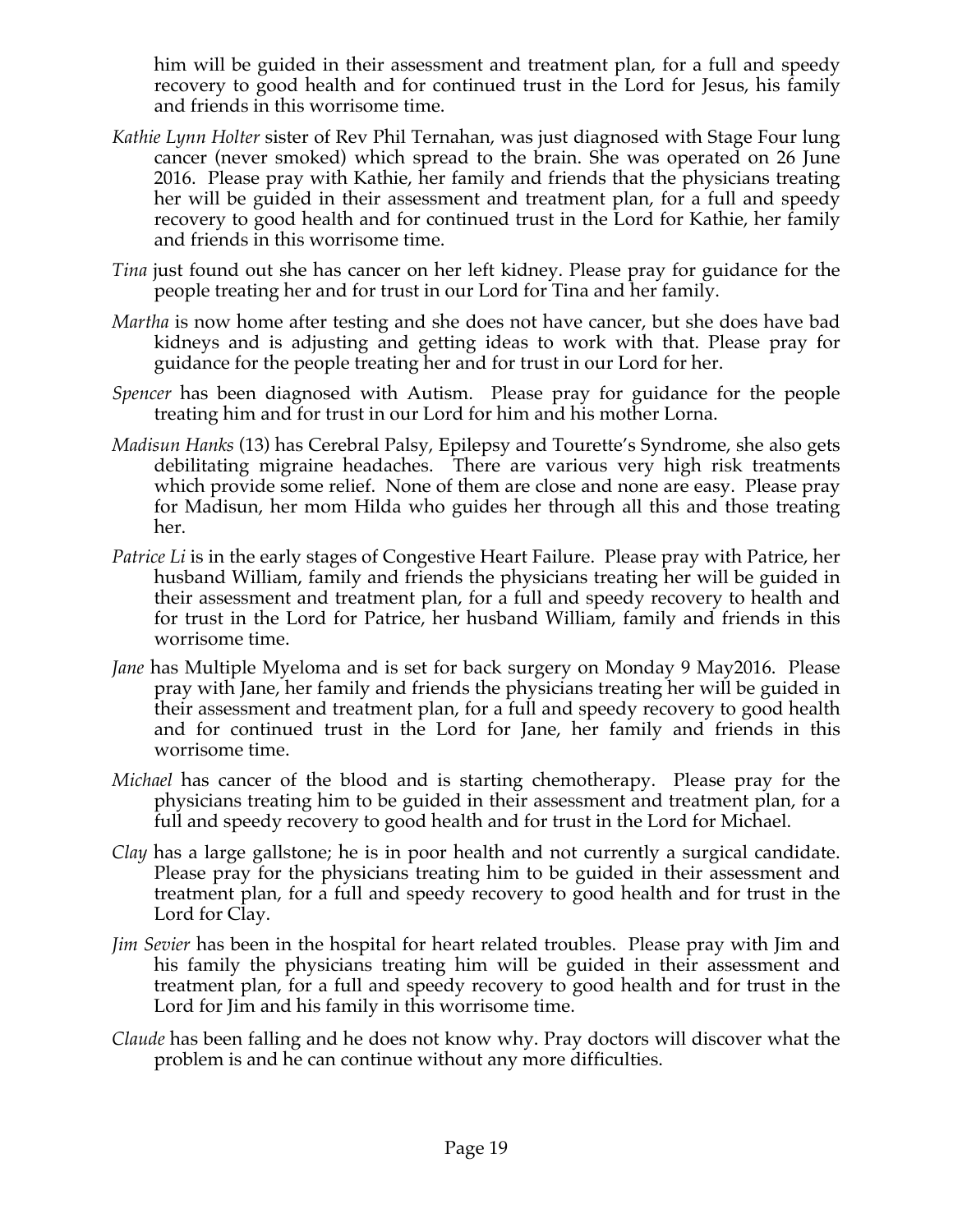him will be guided in their assessment and treatment plan, for a full and speedy recovery to good health and for continued trust in the Lord for Jesus, his family and friends in this worrisome time.

*Kathie Lynn Holter* sister of Rev Phil Ternahan, was just diagnosed with Stage Four lung cancer (never smoked) which spread to the brain. She was operated on 26 June 2016. Please pray with Kathie, her family and friends that the physicians treating her will be guided in their assessment and treatment plan, for a full and speedy recovery to good health and for continued trust in the Lord for Kathie, her family and friends in this worrisome time.

*Tina* just found out she has cancer on her left kidney. Please pray for guidance for the people treating her and for trust in our Lord for Tina and her family.

*Martha* is now home after testing and she does not have cancer, but she does have bad kidneys and is adjusting and getting ideas to work with that. Please pray for guidance for the people treating her and for trust in our Lord for her.

*Spencer* has been diagnosed with Autism. Please pray for guidance for the people treating him and for trust in our Lord for him and his mother Lorna.

*Madisun Hanks* (13) has Cerebral Palsy, Epilepsy and Tourette's Syndrome, she also gets debilitating migraine headaches. There are various very high risk treatments which provide some relief. None of them are close and none are easy. Please pray for Madisun, her mom Hilda who guides her through all this and those treating her.

*Patrice Li* is in the early stages of Congestive Heart Failure. Please pray with Patrice, her husband William, family and friends the physicians treating her will be guided in their assessment and treatment plan, for a full and speedy recovery to health and for trust in the Lord for Patrice, her husband William, family and friends in this worrisome time.

*Jane* has Multiple Myeloma and is set for back surgery on Monday 9 May2016. Please pray with Jane, her family and friends the physicians treating her will be guided in their assessment and treatment plan, for a full and speedy recovery to good health and for continued trust in the Lord for Jane, her family and friends in this worrisome time.

*Michael* has cancer of the blood and is starting chemotherapy. Please pray for the physicians treating him to be guided in their assessment and treatment plan, for a full and speedy recovery to good health and for trust in the Lord for Michael.

*Clay* has a large gallstone; he is in poor health and not currently a surgical candidate. Please pray for the physicians treating him to be guided in their assessment and treatment plan, for a full and speedy recovery to good health and for trust in the Lord for Clay.

*Jim Sevier* has been in the hospital for heart related troubles. Please pray with Jim and his family the physicians treating him will be guided in their assessment and treatment plan, for a full and speedy recovery to good health and for trust in the Lord for Jim and his family in this worrisome time.

*Claude* has been falling and he does not know why. Pray doctors will discover what the problem is and he can continue without any more difficulties.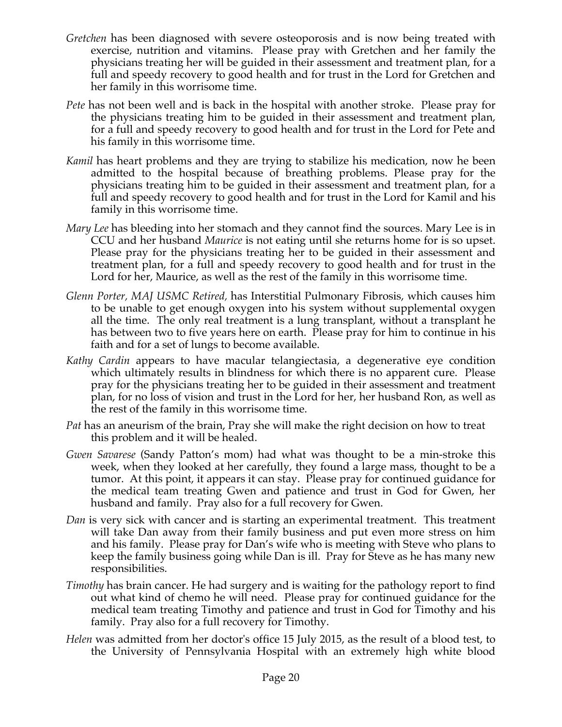*Gretchen* has been diagnosed with severe osteoporosis and is now being treated with exercise, nutrition and vitamins. Please pray with Gretchen and her family the physicians treating her will be guided in their assessment and treatment plan, for a full and speedy recovery to good health and for trust in the Lord for Gretchen and her family in this worrisome time.

*Pete* has not been well and is back in the hospital with another stroke. Please pray for the physicians treating him to be guided in their assessment and treatment plan, for a full and speedy recovery to good health and for trust in the Lord for Pete and his family in this worrisome time.

*Kamil* has heart problems and they are trying to stabilize his medication, now he been admitted to the hospital because of breathing problems. Please pray for the physicians treating him to be guided in their assessment and treatment plan, for a full and speedy recovery to good health and for trust in the Lord for Kamil and his family in this worrisome time.

*Mary Lee* has bleeding into her stomach and they cannot find the sources. Mary Lee is in CCU and her husband *Maurice* is not eating until she returns home for is so upset. Please pray for the physicians treating her to be guided in their assessment and treatment plan, for a full and speedy recovery to good health and for trust in the Lord for her, Maurice, as well as the rest of the family in this worrisome time.

*Glenn Porter, MAJ USMC Retired,* has Interstitial Pulmonary Fibrosis, which causes him to be unable to get enough oxygen into his system without supplemental oxygen all the time. The only real treatment is a lung transplant, without a transplant he has between two to five years here on earth. Please pray for him to continue in his faith and for a set of lungs to become available.

*Kathy Cardin* appears to have macular telangiectasia, a degenerative eye condition which ultimately results in blindness for which there is no apparent cure. Please pray for the physicians treating her to be guided in their assessment and treatment plan, for no loss of vision and trust in the Lord for her, her husband Ron, as well as the rest of the family in this worrisome time.

*Pat* has an aneurism of the brain, Pray she will make the right decision on how to treat this problem and it will be healed.

*Gwen Savarese* (Sandy Patton's mom) had what was thought to be a min-stroke this week, when they looked at her carefully, they found a large mass, thought to be a tumor. At this point, it appears it can stay. Please pray for continued guidance for the medical team treating Gwen and patience and trust in God for Gwen, her husband and family. Pray also for a full recovery for Gwen.

*Dan* is very sick with cancer and is starting an experimental treatment. This treatment will take Dan away from their family business and put even more stress on him and his family. Please pray for Dan's wife who is meeting with Steve who plans to keep the family business going while Dan is ill. Pray for Steve as he has many new responsibilities.

*Timothy* has brain cancer. He had surgery and is waiting for the pathology report to find out what kind of chemo he will need. Please pray for continued guidance for the medical team treating Timothy and patience and trust in God for Timothy and his family. Pray also for a full recovery for Timothy.

*Helen* was admitted from her doctor's office 15 July 2015, as the result of a blood test, to the University of Pennsylvania Hospital with an extremely high white blood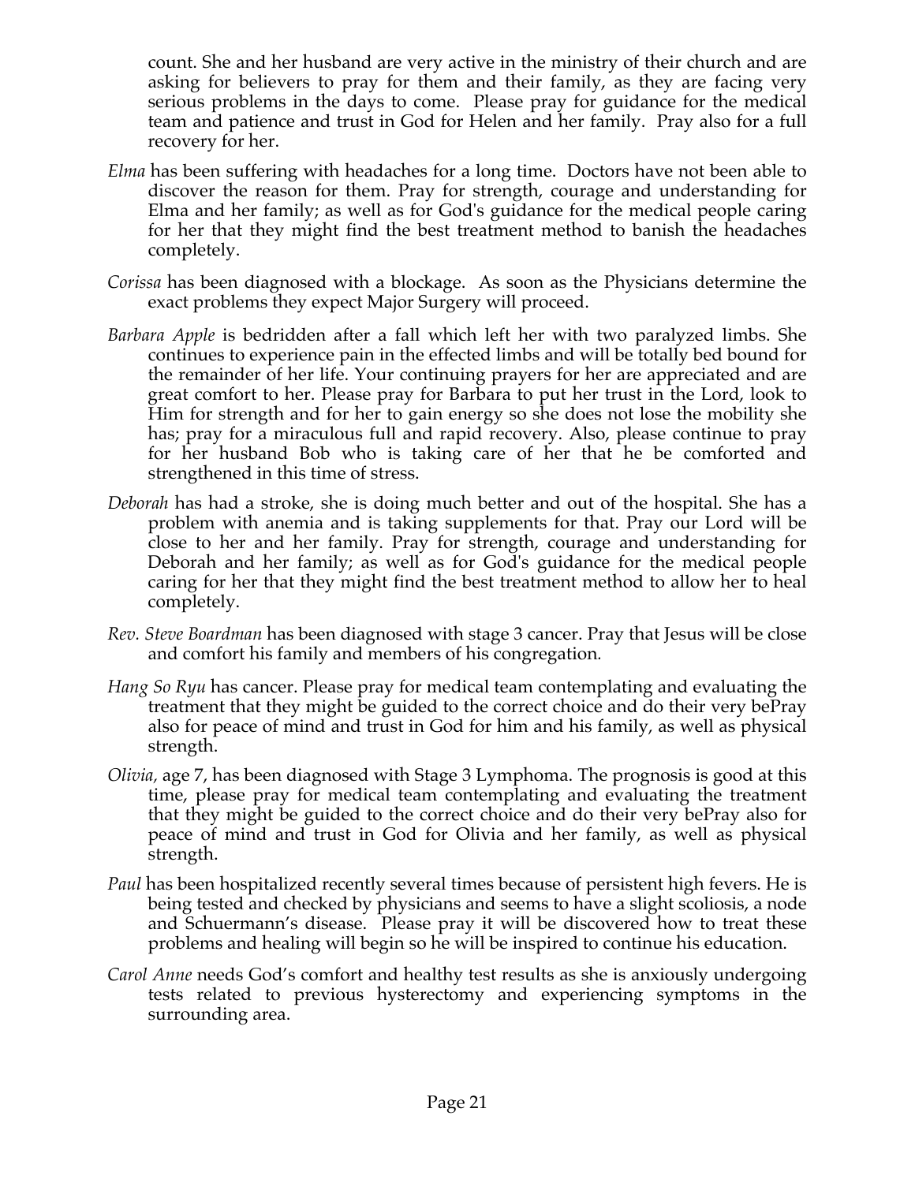count. She and her husband are very active in the ministry of their church and are asking for believers to pray for them and their family, as they are facing very serious problems in the days to come. Please pray for guidance for the medical team and patience and trust in God for Helen and her family. Pray also for a full recovery for her.

*Elma* has been suffering with headaches for a long time. Doctors have not been able to discover the reason for them. Pray for strength, courage and understanding for Elma and her family; as well as for God's guidance for the medical people caring for her that they might find the best treatment method to banish the headaches completely.

*Corissa* has been diagnosed with a blockage. As soon as the Physicians determine the exact problems they expect Major Surgery will proceed.

*Barbara Apple* is bedridden after a fall which left her with two paralyzed limbs. She continues to experience pain in the effected limbs and will be totally bed bound for the remainder of her life. Your continuing prayers for her are appreciated and are great comfort to her. Please pray for Barbara to put her trust in the Lord, look to Him for strength and for her to gain energy so she does not lose the mobility she has; pray for a miraculous full and rapid recovery. Also, please continue to pray for her husband Bob who is taking care of her that he be comforted and strengthened in this time of stress.

*Deborah* has had a stroke, she is doing much better and out of the hospital. She has a problem with anemia and is taking supplements for that. Pray our Lord will be close to her and her family. Pray for strength, courage and understanding for Deborah and her family; as well as for God's guidance for the medical people caring for her that they might find the best treatment method to allow her to heal completely.

*Rev. Steve Boardman* has been diagnosed with stage 3 cancer. Pray that Jesus will be close and comfort his family and members of his congregation.

*Hang So Ryu* has cancer. Please pray for medical team contemplating and evaluating the treatment that they might be guided to the correct choice and do their very bePray also for peace of mind and trust in God for him and his family, as well as physical strength.

*Olivia,* age 7, has been diagnosed with Stage 3 Lymphoma. The prognosis is good at this time, please pray for medical team contemplating and evaluating the treatment that they might be guided to the correct choice and do their very bePray also for peace of mind and trust in God for Olivia and her family, as well as physical strength.

*Paul* has been hospitalized recently several times because of persistent high fevers. He is being tested and checked by physicians and seems to have a slight scoliosis, a node and Schuermann's disease. Please pray it will be discovered how to treat these problems and healing will begin so he will be inspired to continue his education.

*Carol Anne* needs God's comfort and healthy test results as she is anxiously undergoing tests related to previous hysterectomy and experiencing symptoms in the surrounding area.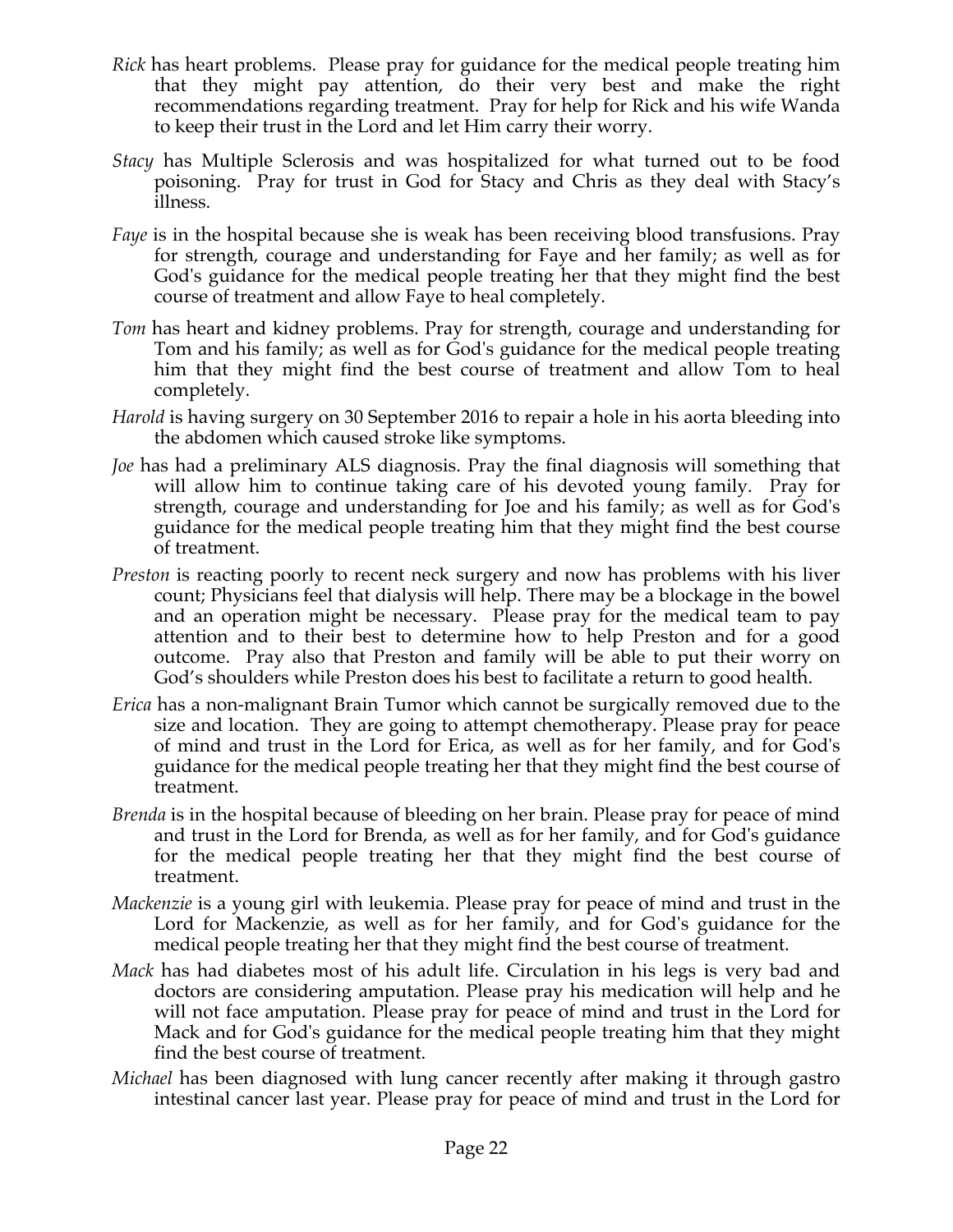*Rick* has heart problems. Please pray for guidance for the medical people treating him that they might pay attention, do their very best and make the right recommendations regarding treatment. Pray for help for Rick and his wife Wanda to keep their trust in the Lord and let Him carry their worry.

*Stacy* has Multiple Sclerosis and was hospitalized for what turned out to be food poisoning. Pray for trust in God for Stacy and Chris as they deal with Stacy's illness.

*Faye* is in the hospital because she is weak has been receiving blood transfusions. Pray for strength, courage and understanding for Faye and her family; as well as for God's guidance for the medical people treating her that they might find the best course of treatment and allow Faye to heal completely.

*Tom* has heart and kidney problems. Pray for strength, courage and understanding for Tom and his family; as well as for God's guidance for the medical people treating him that they might find the best course of treatment and allow Tom to heal completely.

*Harold* is having surgery on 30 September 2016 to repair a hole in his aorta bleeding into the abdomen which caused stroke like symptoms.

*Joe* has had a preliminary ALS diagnosis. Pray the final diagnosis will something that will allow him to continue taking care of his devoted young family. Pray for strength, courage and understanding for Joe and his family; as well as for God's guidance for the medical people treating him that they might find the best course of treatment.

*Preston* is reacting poorly to recent neck surgery and now has problems with his liver count; Physicians feel that dialysis will help. There may be a blockage in the bowel and an operation might be necessary. Please pray for the medical team to pay attention and to their best to determine how to help Preston and for a good outcome. Pray also that Preston and family will be able to put their worry on God's shoulders while Preston does his best to facilitate a return to good health.

*Erica* has a non-malignant Brain Tumor which cannot be surgically removed due to the size and location. They are going to attempt chemotherapy. Please pray for peace of mind and trust in the Lord for Erica, as well as for her family, and for God's guidance for the medical people treating her that they might find the best course of treatment.

*Brenda* is in the hospital because of bleeding on her brain. Please pray for peace of mind and trust in the Lord for Brenda, as well as for her family, and for God's guidance for the medical people treating her that they might find the best course of treatment.

*Mackenzie* is a young girl with leukemia. Please pray for peace of mind and trust in the Lord for Mackenzie, as well as for her family, and for God's guidance for the medical people treating her that they might find the best course of treatment.

*Mack* has had diabetes most of his adult life. Circulation in his legs is very bad and doctors are considering amputation. Please pray his medication will help and he will not face amputation. Please pray for peace of mind and trust in the Lord for Mack and for God's guidance for the medical people treating him that they might find the best course of treatment.

*Michael* has been diagnosed with lung cancer recently after making it through gastro intestinal cancer last year. Please pray for peace of mind and trust in the Lord for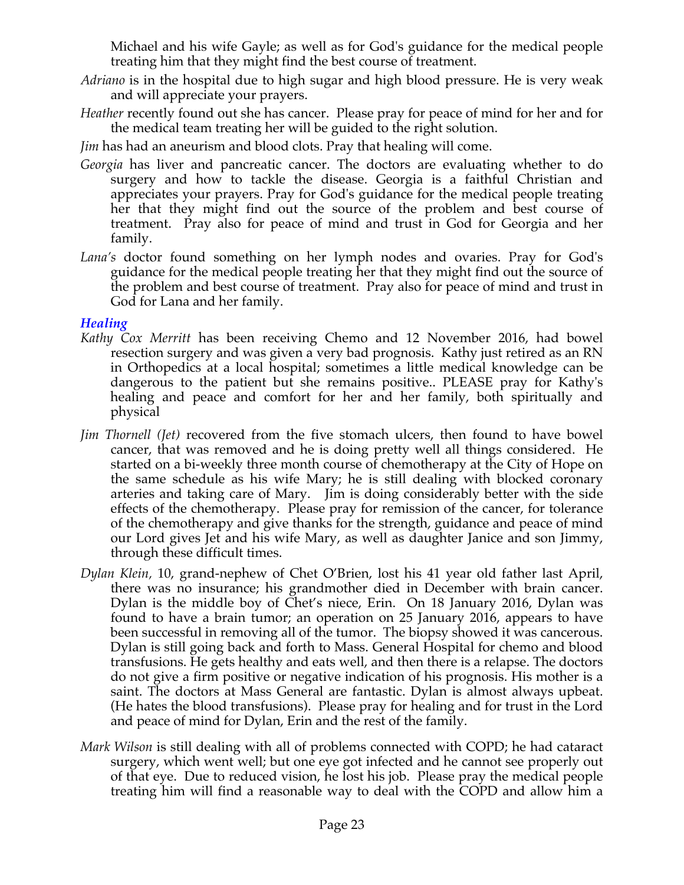Michael and his wife Gayle; as well as for God's guidance for the medical people treating him that they might find the best course of treatment.

*Adriano* is in the hospital due to high sugar and high blood pressure. He is very weak and will appreciate your prayers.

*Heather* recently found out she has cancer. Please pray for peace of mind for her and for the medical team treating her will be guided to the right solution.

*Jim* has had an aneurism and blood clots. Pray that healing will come.

*Georgia* has liver and pancreatic cancer. The doctors are evaluating whether to do surgery and how to tackle the disease. Georgia is a faithful Christian and appreciates your prayers. Pray for God's guidance for the medical people treating her that they might find out the source of the problem and best course of treatment. Pray also for peace of mind and trust in God for Georgia and her family.

*Lana's* doctor found something on her lymph nodes and ovaries. Pray for God's guidance for the medical people treating her that they might find out the source of the problem and best course of treatment. Pray also for peace of mind and trust in God for Lana and her family.

### *Healing*

*Kathy Cox Merritt* has been receiving Chemo and 12 November 2016, had bowel resection surgery and was given a very bad prognosis. Kathy just retired as an RN in Orthopedics at a local hospital; sometimes a little medical knowledge can be dangerous to the patient but she remains positive.. PLEASE pray for Kathy's healing and peace and comfort for her and her family, both spiritually and physical

*Jim Thornell (Jet)* recovered from the five stomach ulcers, then found to have bowel cancer, that was removed and he is doing pretty well all things considered. He started on a bi-weekly three month course of chemotherapy at the City of Hope on the same schedule as his wife Mary; he is still dealing with blocked coronary arteries and taking care of Mary. Jim is doing considerably better with the side effects of the chemotherapy. Please pray for remission of the cancer, for tolerance of the chemotherapy and give thanks for the strength, guidance and peace of mind our Lord gives Jet and his wife Mary, as well as daughter Janice and son Jimmy, through these difficult times.

*Dylan Klein,* 10, grand-nephew of Chet O'Brien, lost his 41 year old father last April, there was no insurance; his grandmother died in December with brain cancer. Dylan is the middle boy of Chet's niece, Erin. On 18 January 2016, Dylan was found to have a brain tumor; an operation on 25 January 2016, appears to have been successful in removing all of the tumor. The biopsy showed it was cancerous. Dylan is still going back and forth to Mass. General Hospital for chemo and blood transfusions. He gets healthy and eats well, and then there is a relapse. The doctors do not give a firm positive or negative indication of his prognosis. His mother is a saint. The doctors at Mass General are fantastic. Dylan is almost always upbeat. (He hates the blood transfusions). Please pray for healing and for trust in the Lord and peace of mind for Dylan, Erin and the rest of the family.

*Mark Wilson* is still dealing with all of problems connected with COPD; he had cataract surgery, which went well; but one eye got infected and he cannot see properly out of that eye. Due to reduced vision, he lost his job. Please pray the medical people treating him will find a reasonable way to deal with the COPD and allow him a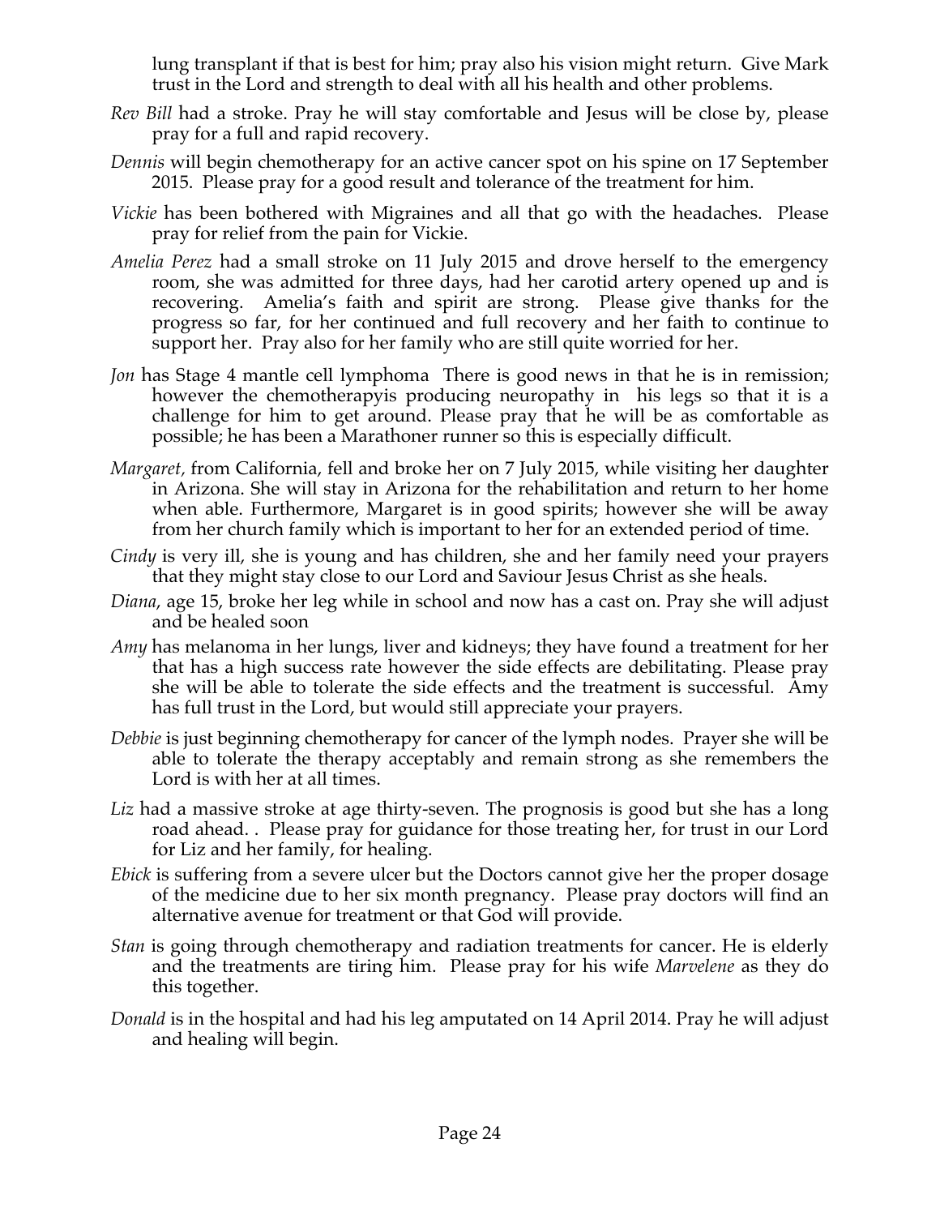lung transplant if that is best for him; pray also his vision might return. Give Mark trust in the Lord and strength to deal with all his health and other problems.

*Rev Bill* had a stroke. Pray he will stay comfortable and Jesus will be close by, please pray for a full and rapid recovery.

*Dennis* will begin chemotherapy for an active cancer spot on his spine on 17 September 2015. Please pray for a good result and tolerance of the treatment for him.

*Vickie* has been bothered with Migraines and all that go with the headaches. Please pray for relief from the pain for Vickie.

*Amelia Perez* had a small stroke on 11 July 2015 and drove herself to the emergency room, she was admitted for three days, had her carotid artery opened up and is recovering. Amelia's faith and spirit are strong. Please give thanks for the progress so far, for her continued and full recovery and her faith to continue to support her. Pray also for her family who are still quite worried for her.

*Jon* has Stage 4 mantle cell lymphoma There is good news in that he is in remission; however the chemotherapyis producing neuropathy in his legs so that it is a challenge for him to get around. Please pray that he will be as comfortable as possible; he has been a Marathoner runner so this is especially difficult.

*Margaret,* from California, fell and broke her on 7 July 2015, while visiting her daughter in Arizona. She will stay in Arizona for the rehabilitation and return to her home when able. Furthermore, Margaret is in good spirits; however she will be away from her church family which is important to her for an extended period of time.

*Cindy* is very ill, she is young and has children, she and her family need your prayers that they might stay close to our Lord and Saviour Jesus Christ as she heals.

*Diana*, age 15, broke her leg while in school and now has a cast on. Pray she will adjust and be healed soon

*Amy* has melanoma in her lungs, liver and kidneys; they have found a treatment for her that has a high success rate however the side effects are debilitating. Please pray she will be able to tolerate the side effects and the treatment is successful. Amy has full trust in the Lord, but would still appreciate your prayers.

*Debbie* is just beginning chemotherapy for cancer of the lymph nodes. Prayer she will be able to tolerate the therapy acceptably and remain strong as she remembers the Lord is with her at all times.

*Liz* had a massive stroke at age thirty-seven. The prognosis is good but she has a long road ahead. . Please pray for guidance for those treating her, for trust in our Lord for Liz and her family, for healing.

*Ebick* is suffering from a severe ulcer but the Doctors cannot give her the proper dosage of the medicine due to her six month pregnancy. Please pray doctors will find an alternative avenue for treatment or that God will provide.

*Stan* is going through chemotherapy and radiation treatments for cancer. He is elderly and the treatments are tiring him. Please pray for his wife *Marvelene* as they do this together.

*Donald* is in the hospital and had his leg amputated on 14 April 2014. Pray he will adjust and healing will begin.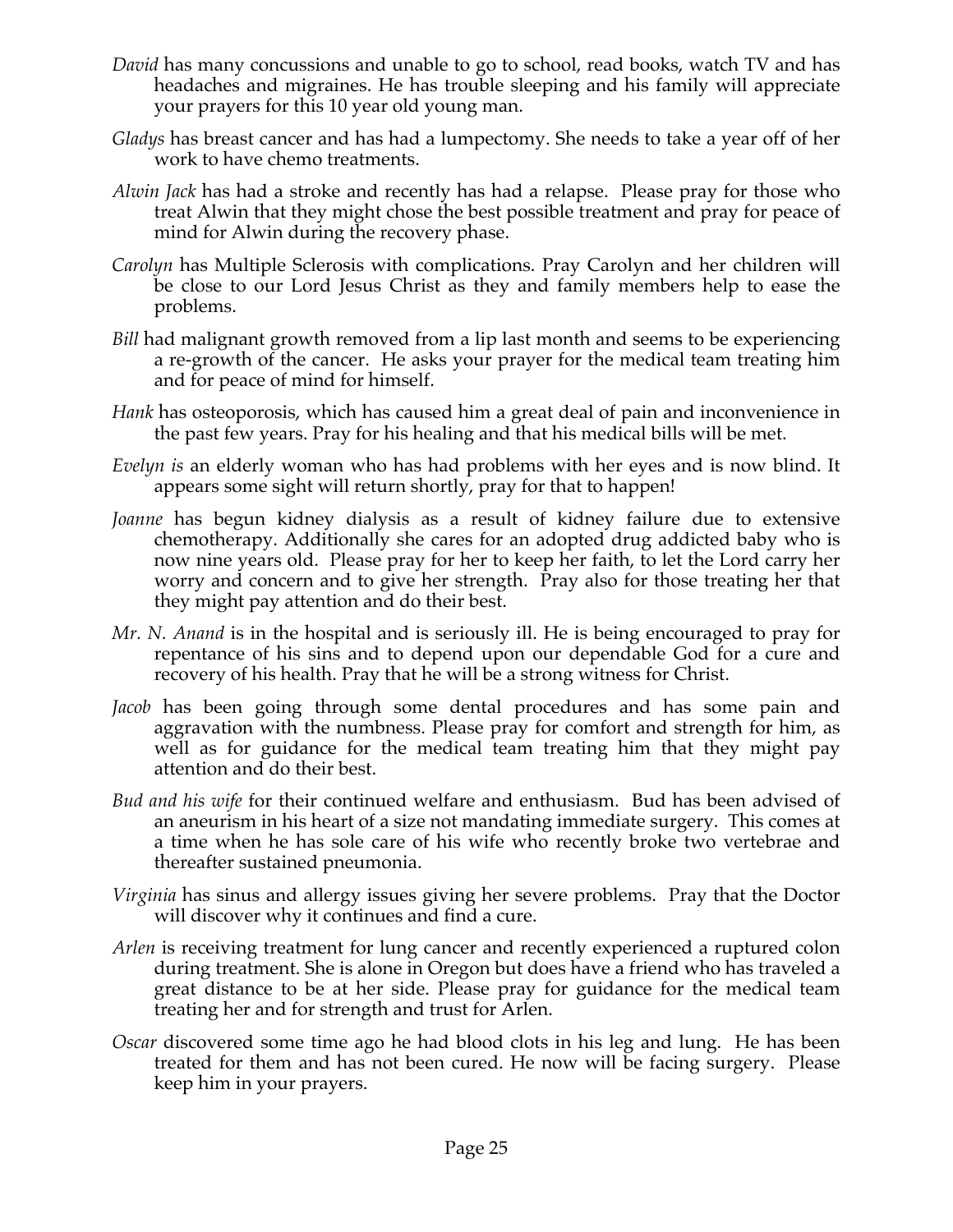*David* has many concussions and unable to go to school, read books, watch TV and has headaches and migraines. He has trouble sleeping and his family will appreciate your prayers for this 10 year old young man.

*Gladys* has breast cancer and has had a lumpectomy. She needs to take a year off of her work to have chemo treatments.

*Alwin Jack* has had a stroke and recently has had a relapse. Please pray for those who treat Alwin that they might chose the best possible treatment and pray for peace of mind for Alwin during the recovery phase.

*Carolyn* has Multiple Sclerosis with complications. Pray Carolyn and her children will be close to our Lord Jesus Christ as they and family members help to ease the problems.

*Bill* had malignant growth removed from a lip last month and seems to be experiencing a re-growth of the cancer. He asks your prayer for the medical team treating him and for peace of mind for himself.

*Hank* has osteoporosis, which has caused him a great deal of pain and inconvenience in the past few years. Pray for his healing and that his medical bills will be met.

*Evelyn is* an elderly woman who has had problems with her eyes and is now blind. It appears some sight will return shortly, pray for that to happen!

*Joanne* has begun kidney dialysis as a result of kidney failure due to extensive chemotherapy. Additionally she cares for an adopted drug addicted baby who is now nine years old. Please pray for her to keep her faith, to let the Lord carry her worry and concern and to give her strength. Pray also for those treating her that they might pay attention and do their best.

*Mr. N. Anand* is in the hospital and is seriously ill. He is being encouraged to pray for repentance of his sins and to depend upon our dependable God for a cure and recovery of his health. Pray that he will be a strong witness for Christ.

*Jacob* has been going through some dental procedures and has some pain and aggravation with the numbness. Please pray for comfort and strength for him, as well as for guidance for the medical team treating him that they might pay attention and do their best.

*Bud and his wife* for their continued welfare and enthusiasm. Bud has been advised of an aneurism in his heart of a size not mandating immediate surgery. This comes at a time when he has sole care of his wife who recently broke two vertebrae and thereafter sustained pneumonia.

*Virginia* has sinus and allergy issues giving her severe problems. Pray that the Doctor will discover why it continues and find a cure.

*Arlen* is receiving treatment for lung cancer and recently experienced a ruptured colon during treatment. She is alone in Oregon but does have a friend who has traveled a great distance to be at her side. Please pray for guidance for the medical team treating her and for strength and trust for Arlen.

*Oscar* discovered some time ago he had blood clots in his leg and lung. He has been treated for them and has not been cured. He now will be facing surgery. Please keep him in your prayers.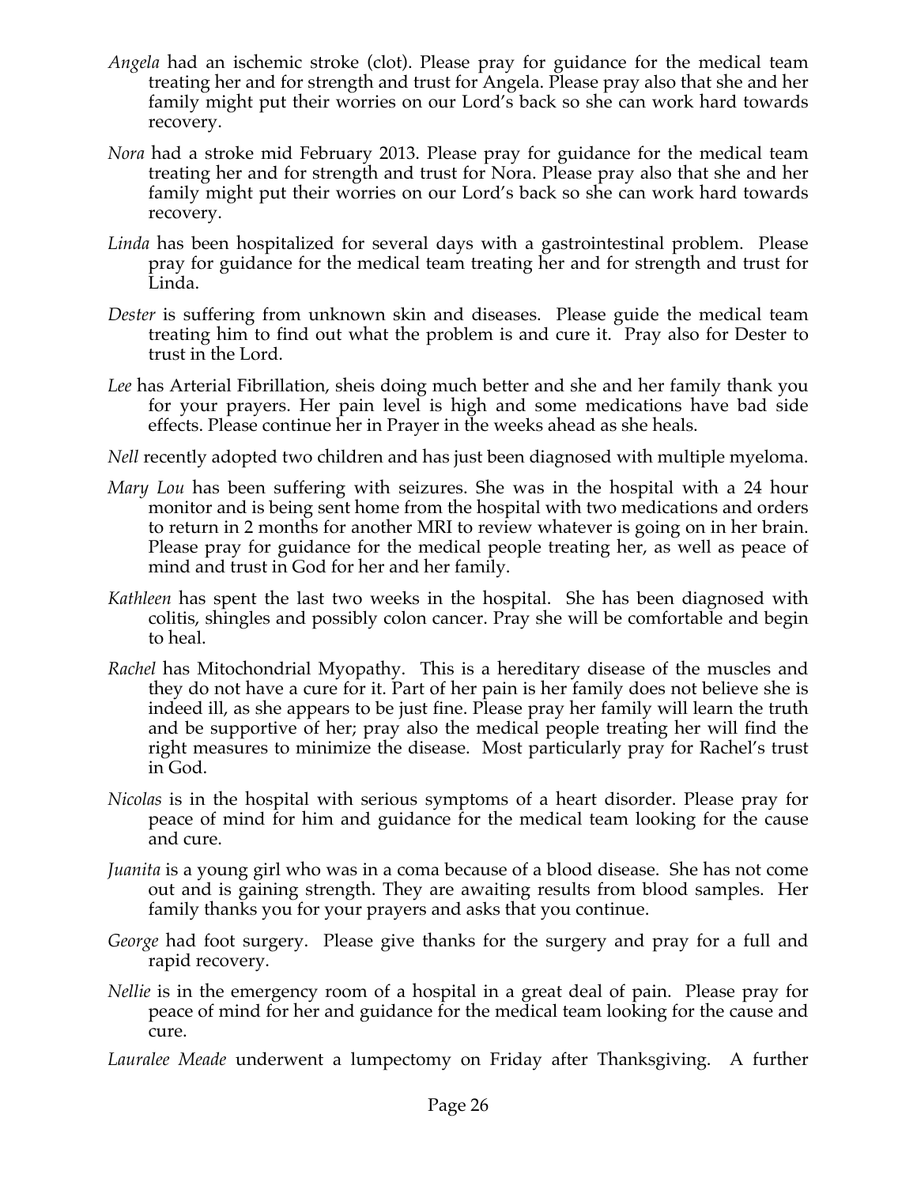*Angela* had an ischemic stroke (clot). Please pray for guidance for the medical team treating her and for strength and trust for Angela. Please pray also that she and her family might put their worries on our Lord's back so she can work hard towards recovery.

*Nora* had a stroke mid February 2013. Please pray for guidance for the medical team treating her and for strength and trust for Nora. Please pray also that she and her family might put their worries on our Lord's back so she can work hard towards recovery.

*Linda* has been hospitalized for several days with a gastrointestinal problem. Please pray for guidance for the medical team treating her and for strength and trust for Linda.

*Dester* is suffering from unknown skin and diseases. Please guide the medical team treating him to find out what the problem is and cure it. Pray also for Dester to trust in the Lord.

*Lee* has Arterial Fibrillation, sheis doing much better and she and her family thank you for your prayers. Her pain level is high and some medications have bad side effects. Please continue her in Prayer in the weeks ahead as she heals.

*Nell* recently adopted two children and has just been diagnosed with multiple myeloma.

*Mary Lou* has been suffering with seizures. She was in the hospital with a 24 hour monitor and is being sent home from the hospital with two medications and orders to return in 2 months for another MRI to review whatever is going on in her brain. Please pray for guidance for the medical people treating her, as well as peace of mind and trust in God for her and her family.

*Kathleen* has spent the last two weeks in the hospital. She has been diagnosed with colitis, shingles and possibly colon cancer. Pray she will be comfortable and begin to heal.

*Rachel* has Mitochondrial Myopathy. This is a hereditary disease of the muscles and they do not have a cure for it. Part of her pain is her family does not believe she is indeed ill, as she appears to be just fine. Please pray her family will learn the truth and be supportive of her; pray also the medical people treating her will find the right measures to minimize the disease. Most particularly pray for Rachel's trust in God.

*Nicolas* is in the hospital with serious symptoms of a heart disorder. Please pray for peace of mind for him and guidance for the medical team looking for the cause and cure.

*Juanita* is a young girl who was in a coma because of a blood disease. She has not come out and is gaining strength. They are awaiting results from blood samples. Her family thanks you for your prayers and asks that you continue.

*George* had foot surgery. Please give thanks for the surgery and pray for a full and rapid recovery.

*Nellie* is in the emergency room of a hospital in a great deal of pain. Please pray for peace of mind for her and guidance for the medical team looking for the cause and cure.

*Lauralee Meade* underwent a lumpectomy on Friday after Thanksgiving. A further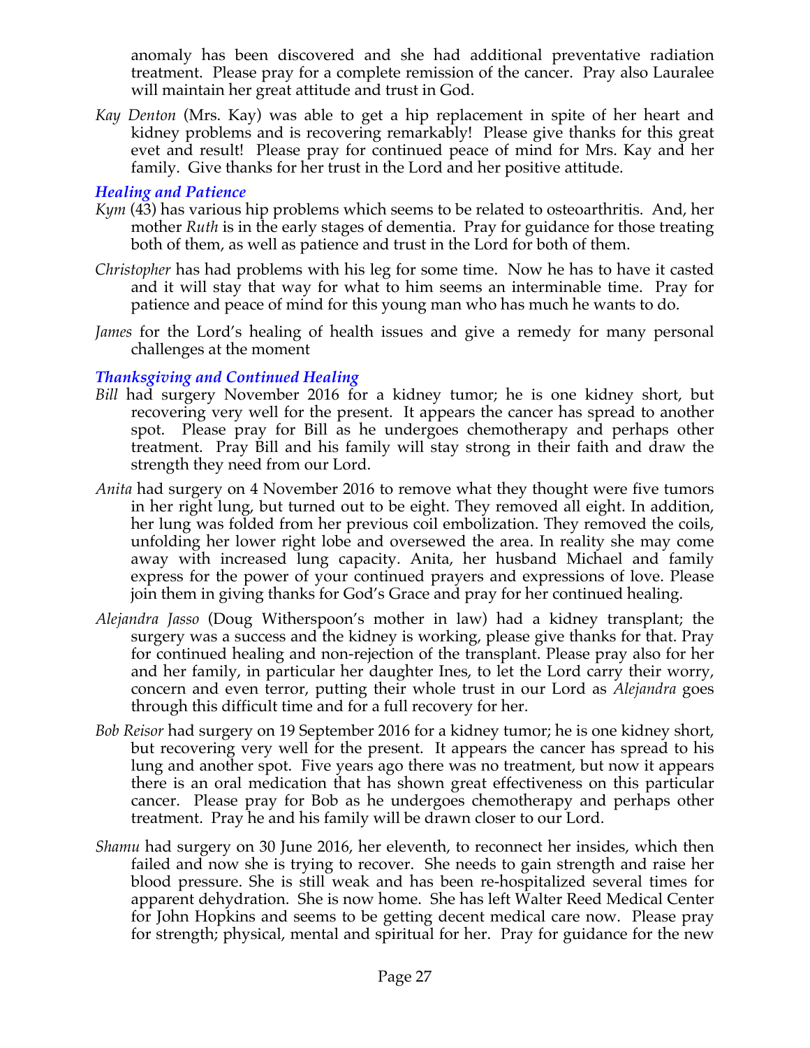anomaly has been discovered and she had additional preventative radiation treatment. Please pray for a complete remission of the cancer. Pray also Lauralee will maintain her great attitude and trust in God.

*Kay Denton* (Mrs. Kay) was able to get a hip replacement in spite of her heart and kidney problems and is recovering remarkably! Please give thanks for this great evet and result! Please pray for continued peace of mind for Mrs. Kay and her family. Give thanks for her trust in the Lord and her positive attitude.

### *Healing and Patience*

*Kym* (43) has various hip problems which seems to be related to osteoarthritis. And, her mother *Ruth* is in the early stages of dementia. Pray for guidance for those treating both of them, as well as patience and trust in the Lord for both of them.

*Christopher* has had problems with his leg for some time. Now he has to have it casted and it will stay that way for what to him seems an interminable time. Pray for patience and peace of mind for this young man who has much he wants to do.

*James* for the Lord's healing of health issues and give a remedy for many personal challenges at the moment

### *Thanksgiving and Continued Healing*

*Bill* had surgery November 2016 for a kidney tumor; he is one kidney short, but recovering very well for the present. It appears the cancer has spread to another spot. Please pray for Bill as he undergoes chemotherapy and perhaps other treatment. Pray Bill and his family will stay strong in their faith and draw the strength they need from our Lord.

*Anita* had surgery on 4 November 2016 to remove what they thought were five tumors in her right lung, but turned out to be eight. They removed all eight. In addition, her lung was folded from her previous coil embolization. They removed the coils, unfolding her lower right lobe and oversewed the area. In reality she may come away with increased lung capacity. Anita, her husband Michael and family express for the power of your continued prayers and expressions of love. Please join them in giving thanks for God's Grace and pray for her continued healing.

*Alejandra Jasso* (Doug Witherspoon's mother in law) had a kidney transplant; the surgery was a success and the kidney is working, please give thanks for that. Pray for continued healing and non-rejection of the transplant. Please pray also for her and her family, in particular her daughter Ines, to let the Lord carry their worry, concern and even terror, putting their whole trust in our Lord as *Alejandra* goes through this difficult time and for a full recovery for her.

*Bob Reisor* had surgery on 19 September 2016 for a kidney tumor; he is one kidney short, but recovering very well for the present. It appears the cancer has spread to his lung and another spot. Five years ago there was no treatment, but now it appears there is an oral medication that has shown great effectiveness on this particular cancer. Please pray for Bob as he undergoes chemotherapy and perhaps other treatment. Pray he and his family will be drawn closer to our Lord.

*Shamu* had surgery on 30 June 2016, her eleventh, to reconnect her insides, which then failed and now she is trying to recover. She needs to gain strength and raise her blood pressure. She is still weak and has been re-hospitalized several times for apparent dehydration. She is now home. She has left Walter Reed Medical Center for John Hopkins and seems to be getting decent medical care now. Please pray for strength; physical, mental and spiritual for her. Pray for guidance for the new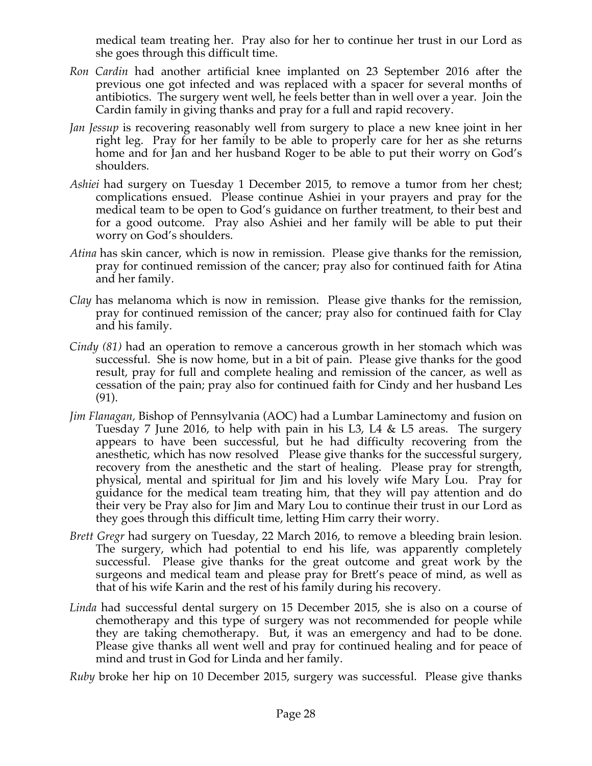medical team treating her. Pray also for her to continue her trust in our Lord as she goes through this difficult time.

*Ron Cardin* had another artificial knee implanted on 23 September 2016 after the previous one got infected and was replaced with a spacer for several months of antibiotics. The surgery went well, he feels better than in well over a year. Join the Cardin family in giving thanks and pray for a full and rapid recovery.

*Jan Jessup* is recovering reasonably well from surgery to place a new knee joint in her right leg. Pray for her family to be able to properly care for her as she returns home and for Jan and her husband Roger to be able to put their worry on God's shoulders.

*Ashiei* had surgery on Tuesday 1 December 2015, to remove a tumor from her chest; complications ensued. Please continue Ashiei in your prayers and pray for the medical team to be open to God's guidance on further treatment, to their best and for a good outcome. Pray also Ashiei and her family will be able to put their worry on God's shoulders.

*Atina* has skin cancer, which is now in remission. Please give thanks for the remission, pray for continued remission of the cancer; pray also for continued faith for Atina and her family.

*Clay* has melanoma which is now in remission. Please give thanks for the remission, pray for continued remission of the cancer; pray also for continued faith for Clay and his family.

*Cindy (81)* had an operation to remove a cancerous growth in her stomach which was successful. She is now home, but in a bit of pain. Please give thanks for the good result, pray for full and complete healing and remission of the cancer, as well as cessation of the pain; pray also for continued faith for Cindy and her husband Les (91).

*Jim Flanagan,* Bishop of Pennsylvania (AOC) had a Lumbar Laminectomy and fusion on Tuesday 7 June 2016, to help with pain in his L3, L4 & L5 areas. The surgery appears to have been successful, but he had difficulty recovering from the anesthetic, which has now resolved Please give thanks for the successful surgery, recovery from the anesthetic and the start of healing. Please pray for strength, physical, mental and spiritual for Jim and his lovely wife Mary Lou. Pray for guidance for the medical team treating him, that they will pay attention and do their very be Pray also for Jim and Mary Lou to continue their trust in our Lord as they goes through this difficult time, letting Him carry their worry.

*Brett Gregr* had surgery on Tuesday, 22 March 2016, to remove a bleeding brain lesion. The surgery, which had potential to end his life, was apparently completely successful. Please give thanks for the great outcome and great work by the surgeons and medical team and please pray for Brett's peace of mind, as well as that of his wife Karin and the rest of his family during his recovery.

*Linda* had successful dental surgery on 15 December 2015, she is also on a course of chemotherapy and this type of surgery was not recommended for people while they are taking chemotherapy. But, it was an emergency and had to be done. Please give thanks all went well and pray for continued healing and for peace of mind and trust in God for Linda and her family.

*Ruby* broke her hip on 10 December 2015, surgery was successful. Please give thanks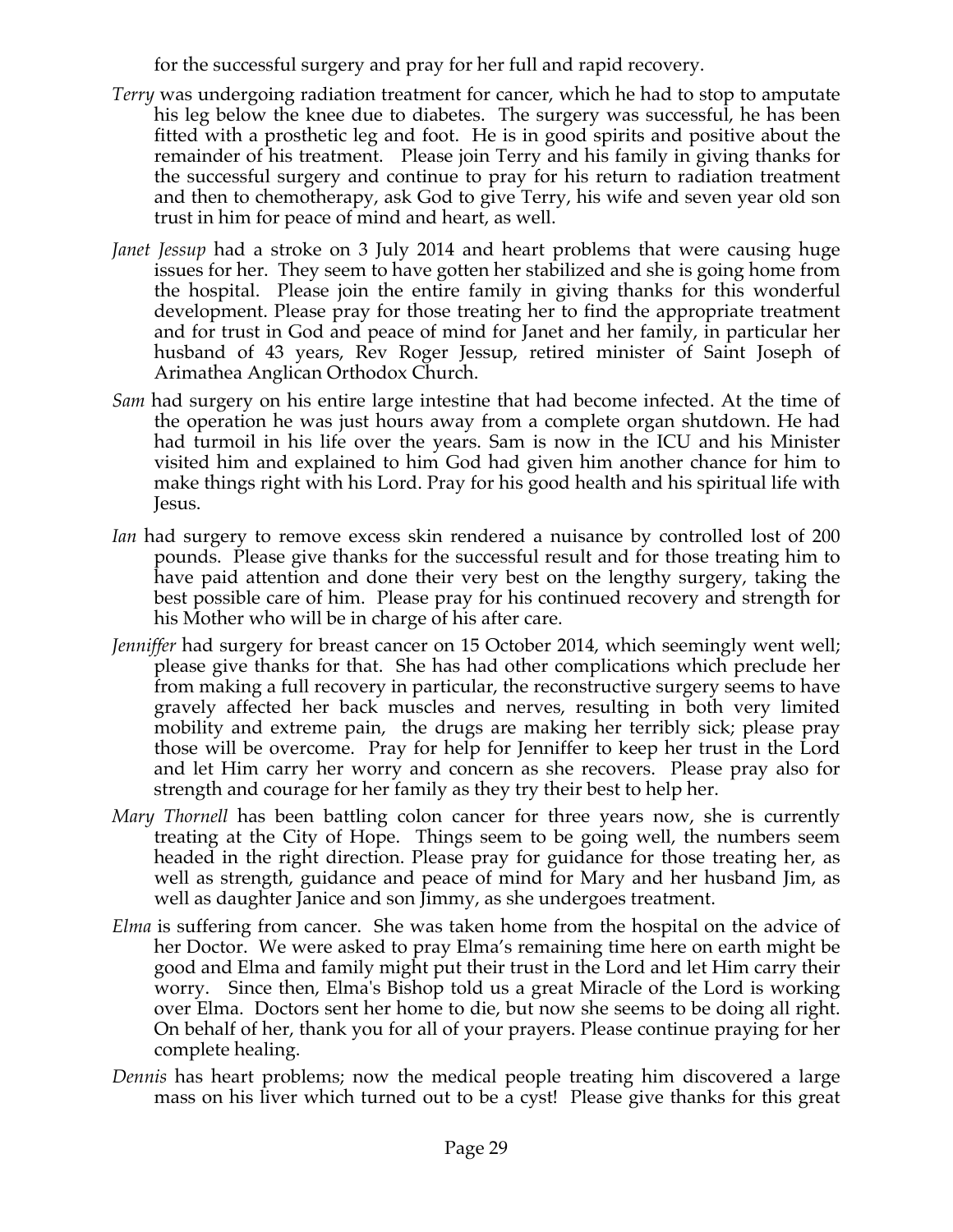for the successful surgery and pray for her full and rapid recovery.

*Terry* was undergoing radiation treatment for cancer, which he had to stop to amputate his leg below the knee due to diabetes. The surgery was successful, he has been fitted with a prosthetic leg and foot. He is in good spirits and positive about the remainder of his treatment. Please join Terry and his family in giving thanks for the successful surgery and continue to pray for his return to radiation treatment and then to chemotherapy, ask God to give Terry, his wife and seven year old son trust in him for peace of mind and heart, as well.

*Janet Jessup* had a stroke on 3 July 2014 and heart problems that were causing huge issues for her. They seem to have gotten her stabilized and she is going home from the hospital. Please join the entire family in giving thanks for this wonderful development. Please pray for those treating her to find the appropriate treatment and for trust in God and peace of mind for Janet and her family, in particular her husband of 43 years, Rev Roger Jessup, retired minister of Saint Joseph of Arimathea Anglican Orthodox Church.

*Sam* had surgery on his entire large intestine that had become infected. At the time of the operation he was just hours away from a complete organ shutdown. He had had turmoil in his life over the years. Sam is now in the ICU and his Minister visited him and explained to him God had given him another chance for him to make things right with his Lord. Pray for his good health and his spiritual life with Jesus.

*Ian* had surgery to remove excess skin rendered a nuisance by controlled lost of 200 pounds. Please give thanks for the successful result and for those treating him to have paid attention and done their very best on the lengthy surgery, taking the best possible care of him. Please pray for his continued recovery and strength for his Mother who will be in charge of his after care.

*Jenniffer* had surgery for breast cancer on 15 October 2014, which seemingly went well; please give thanks for that. She has had other complications which preclude her from making a full recovery in particular, the reconstructive surgery seems to have gravely affected her back muscles and nerves, resulting in both very limited mobility and extreme pain, the drugs are making her terribly sick; please pray those will be overcome. Pray for help for Jenniffer to keep her trust in the Lord and let Him carry her worry and concern as she recovers. Please pray also for strength and courage for her family as they try their best to help her.

*Mary Thornell* has been battling colon cancer for three years now, she is currently treating at the City of Hope. Things seem to be going well, the numbers seem headed in the right direction. Please pray for guidance for those treating her, as well as strength, guidance and peace of mind for Mary and her husband Jim, as well as daughter Janice and son Jimmy, as she undergoes treatment.

*Elma* is suffering from cancer. She was taken home from the hospital on the advice of her Doctor. We were asked to pray Elma's remaining time here on earth might be good and Elma and family might put their trust in the Lord and let Him carry their worry. Since then, Elma's Bishop told us a great Miracle of the Lord is working over Elma. Doctors sent her home to die, but now she seems to be doing all right. On behalf of her, thank you for all of your prayers. Please continue praying for her complete healing.

*Dennis* has heart problems; now the medical people treating him discovered a large mass on his liver which turned out to be a cyst! Please give thanks for this great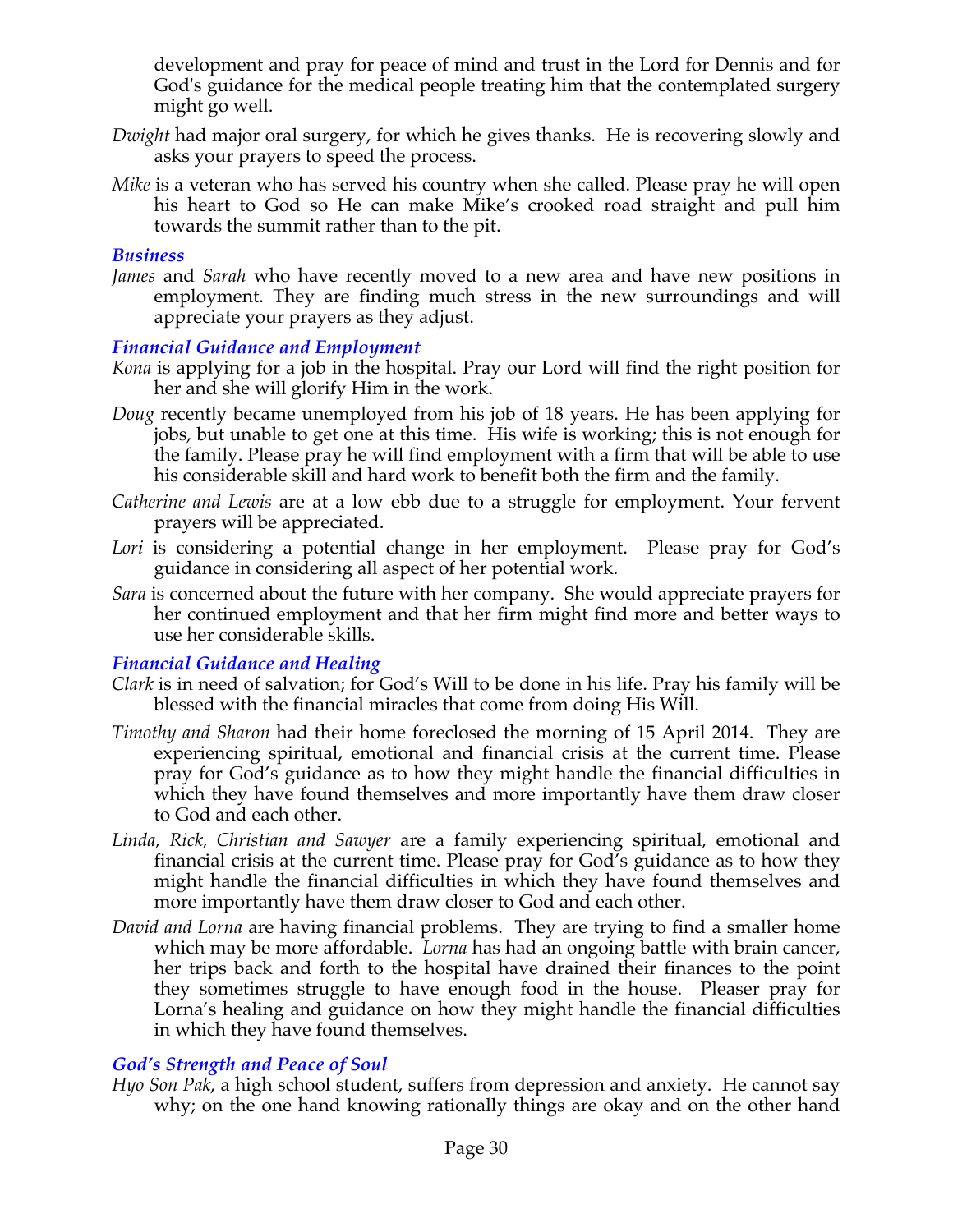development and pray for peace of mind and trust in the Lord for Dennis and for God's guidance for the medical people treating him that the contemplated surgery might go well.

*Dwight* had major oral surgery, for which he gives thanks. He is recovering slowly and asks your prayers to speed the process.

*Mike* is a veteran who has served his country when she called. Please pray he will open his heart to God so He can make Mike's crooked road straight and pull him towards the summit rather than to the pit.

### *Business*

*James* and *Sarah* who have recently moved to a new area and have new positions in employment. They are finding much stress in the new surroundings and will appreciate your prayers as they adjust.

### *Financial Guidance and Employment*

*Kona* is applying for a job in the hospital. Pray our Lord will find the right position for her and she will glorify Him in the work.

*Doug* recently became unemployed from his job of 18 years. He has been applying for jobs, but unable to get one at this time. His wife is working; this is not enough for the family. Please pray he will find employment with a firm that will be able to use his considerable skill and hard work to benefit both the firm and the family.

*Catherine and Lewis* are at a low ebb due to a struggle for employment. Your fervent prayers will be appreciated.

*Lori* is considering a potential change in her employment. Please pray for God's guidance in considering all aspect of her potential work.

*Sara* is concerned about the future with her company. She would appreciate prayers for her continued employment and that her firm might find more and better ways to use her considerable skills.

### *Financial Guidance and Healing*

*Clark* is in need of salvation; for God's Will to be done in his life. Pray his family will be blessed with the financial miracles that come from doing His Will.

*Timothy and Sharon* had their home foreclosed the morning of 15 April 2014. They are experiencing spiritual, emotional and financial crisis at the current time. Please pray for God's guidance as to how they might handle the financial difficulties in which they have found themselves and more importantly have them draw closer to God and each other.

*Linda, Rick, Christian and Sawyer* are a family experiencing spiritual, emotional and financial crisis at the current time. Please pray for God's guidance as to how they might handle the financial difficulties in which they have found themselves and more importantly have them draw closer to God and each other.

*David and Lorna* are having financial problems. They are trying to find a smaller home which may be more affordable. *Lorna* has had an ongoing battle with brain cancer, her trips back and forth to the hospital have drained their finances to the point they sometimes struggle to have enough food in the house. Pleaser pray for Lorna's healing and guidance on how they might handle the financial difficulties in which they have found themselves.

### *God's Strength and Peace of Soul*

*Hyo Son Pak*, a high school student, suffers from depression and anxiety. He cannot say why; on the one hand knowing rationally things are okay and on the other hand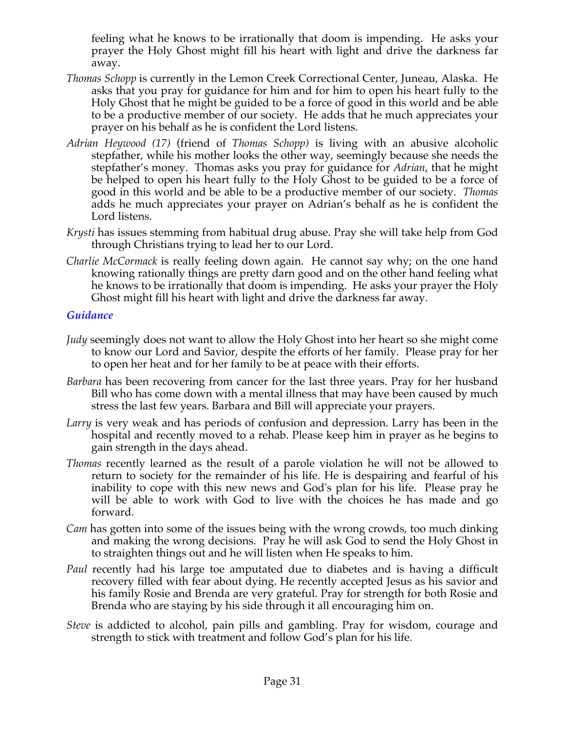feeling what he knows to be irrationally that doom is impending. He asks your prayer the Holy Ghost might fill his heart with light and drive the darkness far away.

*Thomas Schopp* is currently in the Lemon Creek Correctional Center, Juneau, Alaska. He asks that you pray for guidance for him and for him to open his heart fully to the Holy Ghost that he might be guided to be a force of good in this world and be able to be a productive member of our society. He adds that he much appreciates your prayer on his behalf as he is confident the Lord listens.

*Adrian Heywood (17)* (friend of *Thomas Schopp)* is living with an abusive alcoholic stepfather, while his mother looks the other way, seemingly because she needs the stepfather's money. Thomas asks you pray for guidance for *Adrian*, that he might be helped to open his heart fully to the Holy Ghost to be guided to be a force of good in this world and be able to be a productive member of our society. *Thomas* adds he much appreciates your prayer on Adrian's behalf as he is confident the Lord listens.

*Krysti* has issues stemming from habitual drug abuse. Pray she will take help from God through Christians trying to lead her to our Lord.

*Charlie McCormack* is really feeling down again. He cannot say why; on the one hand knowing rationally things are pretty darn good and on the other hand feeling what he knows to be irrationally that doom is impending. He asks your prayer the Holy Ghost might fill his heart with light and drive the darkness far away.

### *Guidance*

*Judy* seemingly does not want to allow the Holy Ghost into her heart so she might come to know our Lord and Savior, despite the efforts of her family. Please pray for her to open her heat and for her family to be at peace with their efforts.

*Barbara* has been recovering from cancer for the last three years. Pray for her husband Bill who has come down with a mental illness that may have been caused by much stress the last few years. Barbara and Bill will appreciate your prayers.

*Larry* is very weak and has periods of confusion and depression. Larry has been in the hospital and recently moved to a rehab. Please keep him in prayer as he begins to gain strength in the days ahead.

*Thomas* recently learned as the result of a parole violation he will not be allowed to return to society for the remainder of his life. He is despairing and fearful of his inability to cope with this new news and God's plan for his life. Please pray he will be able to work with God to live with the choices he has made and go forward.

*Cam* has gotten into some of the issues being with the wrong crowds, too much dinking and making the wrong decisions. Pray he will ask God to send the Holy Ghost in to straighten things out and he will listen when He speaks to him.

*Paul* recently had his large toe amputated due to diabetes and is having a difficult recovery filled with fear about dying. He recently accepted Jesus as his savior and his family Rosie and Brenda are very grateful. Pray for strength for both Rosie and Brenda who are staying by his side through it all encouraging him on.

*Steve* is addicted to alcohol, pain pills and gambling. Pray for wisdom, courage and strength to stick with treatment and follow God's plan for his life.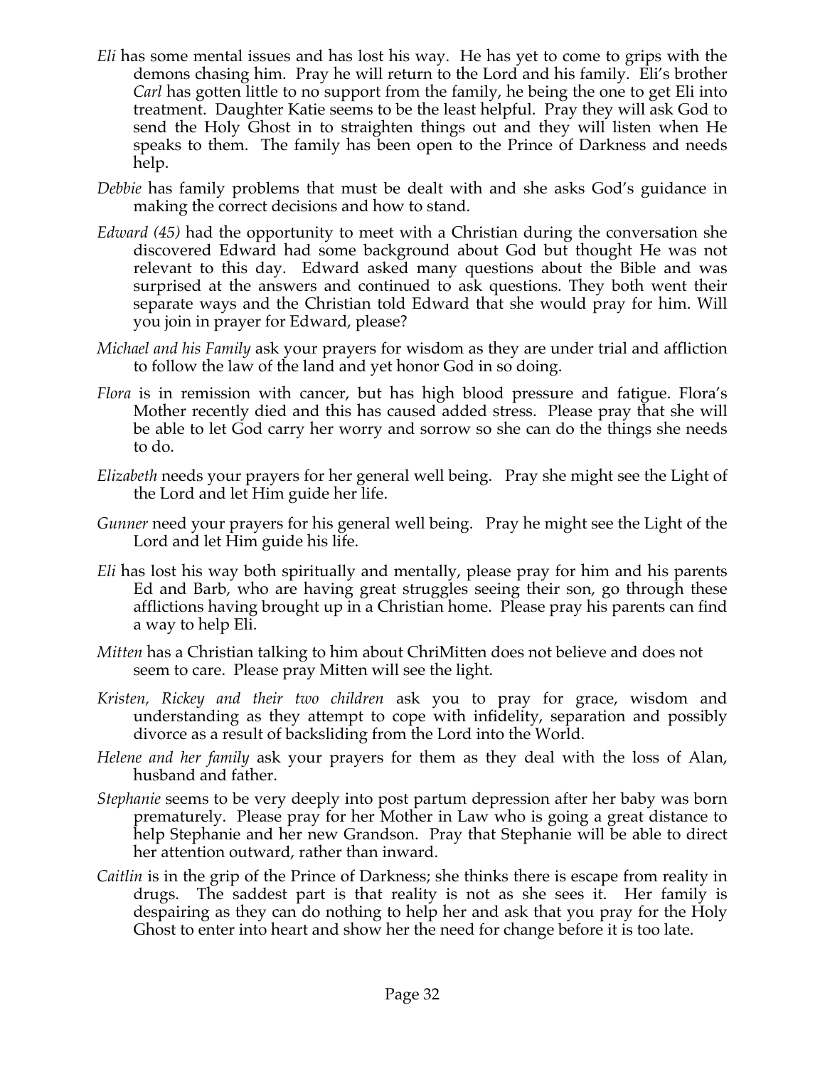*Eli* has some mental issues and has lost his way. He has yet to come to grips with the demons chasing him. Pray he will return to the Lord and his family. Eli's brother *Carl* has gotten little to no support from the family, he being the one to get Eli into treatment. Daughter Katie seems to be the least helpful. Pray they will ask God to send the Holy Ghost in to straighten things out and they will listen when He speaks to them. The family has been open to the Prince of Darkness and needs help.

*Debbie* has family problems that must be dealt with and she asks God's guidance in making the correct decisions and how to stand.

*Edward (45)* had the opportunity to meet with a Christian during the conversation she discovered Edward had some background about God but thought He was not relevant to this day. Edward asked many questions about the Bible and was surprised at the answers and continued to ask questions. They both went their separate ways and the Christian told Edward that she would pray for him. Will you join in prayer for Edward, please?

*Michael and his Family* ask your prayers for wisdom as they are under trial and affliction to follow the law of the land and yet honor God in so doing.

*Flora* is in remission with cancer, but has high blood pressure and fatigue. Flora's Mother recently died and this has caused added stress. Please pray that she will be able to let God carry her worry and sorrow so she can do the things she needs to do.

*Elizabeth* needs your prayers for her general well being. Pray she might see the Light of the Lord and let Him guide her life.

*Gunner* need your prayers for his general well being. Pray he might see the Light of the Lord and let Him guide his life.

*Eli* has lost his way both spiritually and mentally, please pray for him and his parents Ed and Barb, who are having great struggles seeing their son, go through these afflictions having brought up in a Christian home. Please pray his parents can find a way to help Eli.

*Mitten* has a Christian talking to him about ChriMitten does not believe and does not seem to care. Please pray Mitten will see the light.

*Kristen, Rickey and their two children* ask you to pray for grace, wisdom and understanding as they attempt to cope with infidelity, separation and possibly divorce as a result of backsliding from the Lord into the World.

*Helene and her family* ask your prayers for them as they deal with the loss of Alan, husband and father.

*Stephanie* seems to be very deeply into post partum depression after her baby was born prematurely. Please pray for her Mother in Law who is going a great distance to help Stephanie and her new Grandson. Pray that Stephanie will be able to direct her attention outward, rather than inward.

*Caitlin* is in the grip of the Prince of Darkness; she thinks there is escape from reality in drugs. The saddest part is that reality is not as she sees it. Her family is despairing as they can do nothing to help her and ask that you pray for the Holy Ghost to enter into heart and show her the need for change before it is too late.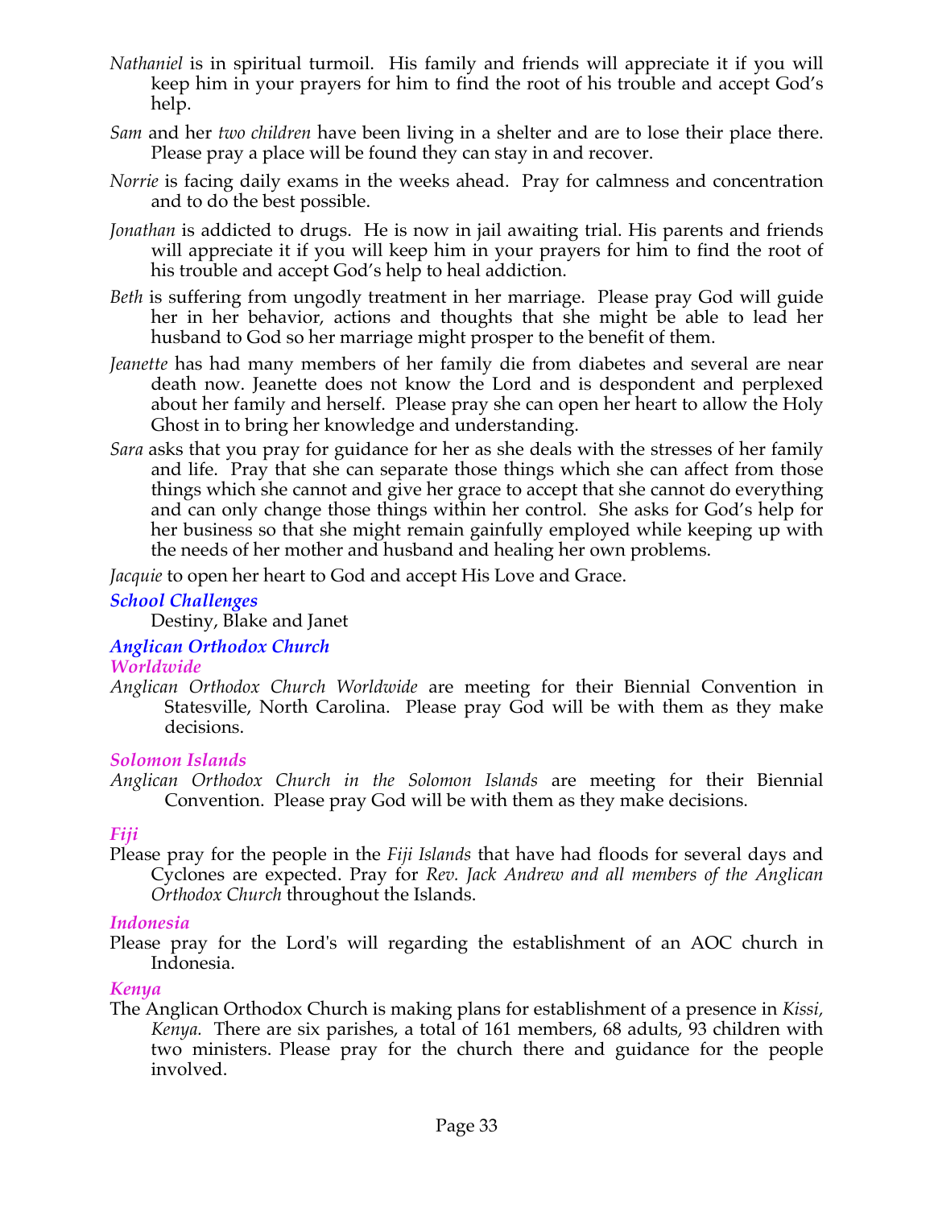*Nathaniel* is in spiritual turmoil. His family and friends will appreciate it if you will keep him in your prayers for him to find the root of his trouble and accept God's help.

*Sam* and her *two children* have been living in a shelter and are to lose their place there. Please pray a place will be found they can stay in and recover.

*Norrie* is facing daily exams in the weeks ahead. Pray for calmness and concentration and to do the best possible.

*Jonathan* is addicted to drugs. He is now in jail awaiting trial. His parents and friends will appreciate it if you will keep him in your prayers for him to find the root of his trouble and accept God's help to heal addiction.

*Beth* is suffering from ungodly treatment in her marriage. Please pray God will guide her in her behavior, actions and thoughts that she might be able to lead her husband to God so her marriage might prosper to the benefit of them.

*Jeanette* has had many members of her family die from diabetes and several are near death now. Jeanette does not know the Lord and is despondent and perplexed about her family and herself. Please pray she can open her heart to allow the Holy Ghost in to bring her knowledge and understanding.

*Sara* asks that you pray for guidance for her as she deals with the stresses of her family and life. Pray that she can separate those things which she can affect from those things which she cannot and give her grace to accept that she cannot do everything and can only change those things within her control. She asks for God's help for her business so that she might remain gainfully employed while keeping up with the needs of her mother and husband and healing her own problems.

*Jacquie* to open her heart to God and accept His Love and Grace.

### *School Challenges*

Destiny, Blake and Janet

### *Anglican Orthodox Church*

#### *Worldwide*

*Anglican Orthodox Church Worldwide* are meeting for their Biennial Convention in Statesville, North Carolina. Please pray God will be with them as they make decisions.

#### *Solomon Islands*

*Anglican Orthodox Church in the Solomon Islands* are meeting for their Biennial Convention. Please pray God will be with them as they make decisions.

#### *Fiji*

Please pray for the people in the *Fiji Islands* that have had floods for several days and Cyclones are expected. Pray for *Rev. Jack Andrew and all members of the Anglican Orthodox Church* throughout the Islands.

#### *Indonesia*

Please pray for the Lord's will regarding the establishment of an AOC church in Indonesia.

#### *Kenya*

The Anglican Orthodox Church is making plans for establishment of a presence in *Kissi, Kenya.* There are six parishes, a total of 161 members, 68 adults, 93 children with two ministers. Please pray for the church there and guidance for the people involved.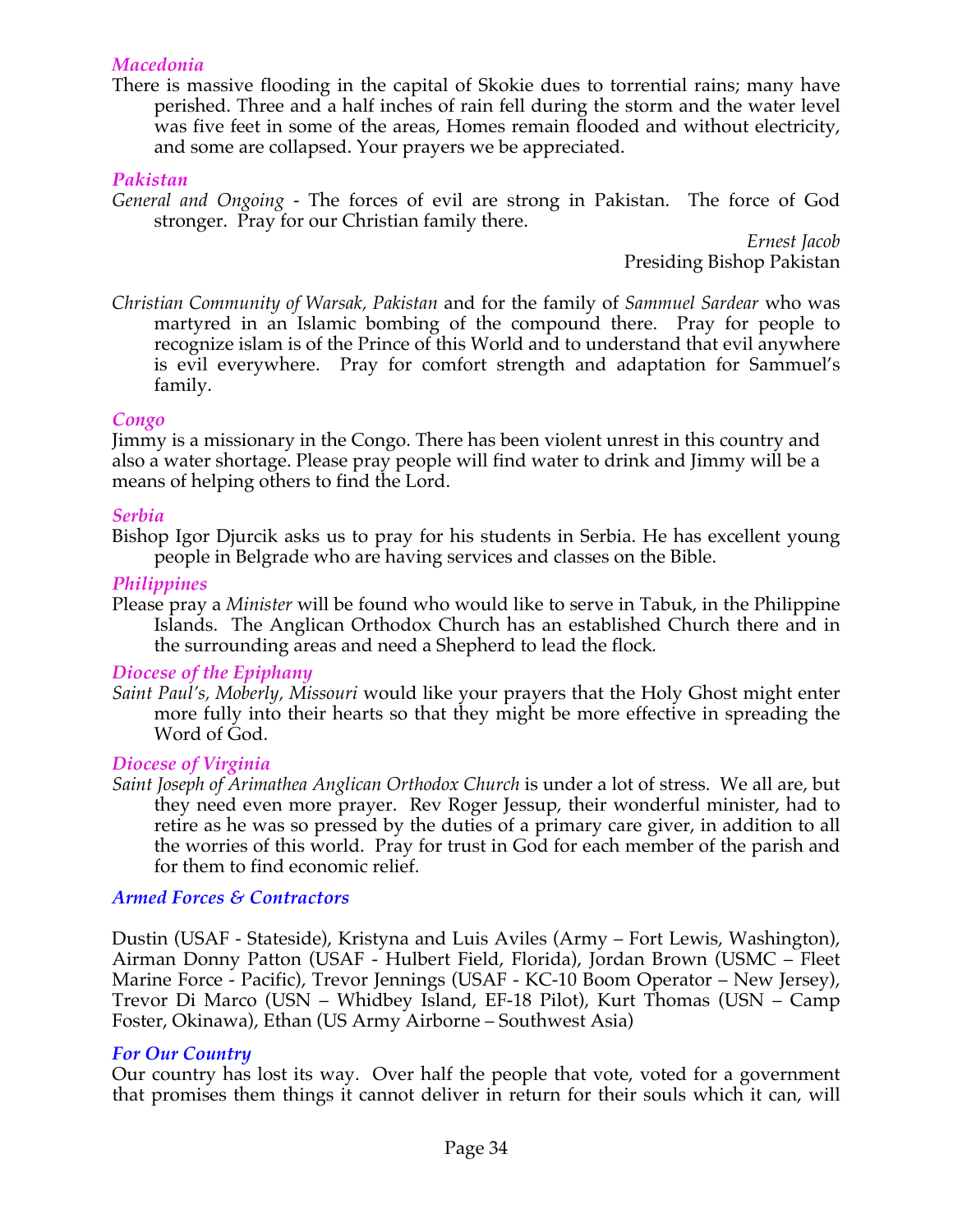### *Macedonia*

There is massive flooding in the capital of Skokie dues to torrential rains; many have perished. Three and a half inches of rain fell during the storm and the water level was five feet in some of the areas, Homes remain flooded and without electricity, and some are collapsed. Your prayers we be appreciated.

### *Pakistan*

*General and Ongoing* - The forces of evil are strong in Pakistan. The force of God stronger. Pray for our Christian family there.

*Ernest Jacob*
Presiding Bishop Pakistan

*Christian Community of Warsak, Pakistan* and for the family of *Sammuel Sardear* who was martyred in an Islamic bombing of the compound there. Pray for people to recognize islam is of the Prince of this World and to understand that evil anywhere is evil everywhere. Pray for comfort strength and adaptation for Sammuel's family.

### *Congo*

Jimmy is a missionary in the Congo. There has been violent unrest in this country and also a water shortage. Please pray people will find water to drink and Jimmy will be a means of helping others to find the Lord.

### *Serbia*

Bishop Igor Djurcik asks us to pray for his students in Serbia. He has excellent young people in Belgrade who are having services and classes on the Bible.

### *Philippines*

Please pray a *Minister* will be found who would like to serve in Tabuk, in the Philippine Islands. The Anglican Orthodox Church has an established Church there and in the surrounding areas and need a Shepherd to lead the flock.

### *Diocese of the Epiphany*

*Saint Paul's, Moberly, Missouri* would like your prayers that the Holy Ghost might enter more fully into their hearts so that they might be more effective in spreading the Word of God.

### *Diocese of Virginia*

*Saint Joseph of Arimathea Anglican Orthodox Church* is under a lot of stress. We all are, but they need even more prayer. Rev Roger Jessup, their wonderful minister, had to retire as he was so pressed by the duties of a primary care giver, in addition to all the worries of this world. Pray for trust in God for each member of the parish and for them to find economic relief.

### *Armed Forces & Contractors*

Dustin (USAF - Stateside), Kristyna and Luis Aviles (Army – Fort Lewis, Washington), Airman Donny Patton (USAF - Hulbert Field, Florida), Jordan Brown (USMC – Fleet Marine Force - Pacific), Trevor Jennings (USAF - KC-10 Boom Operator – New Jersey), Trevor Di Marco (USN – Whidbey Island, EF-18 Pilot), Kurt Thomas (USN – Camp Foster, Okinawa), Ethan (US Army Airborne – Southwest Asia)

### *For Our Country*

Our country has lost its way. Over half the people that vote, voted for a government that promises them things it cannot deliver in return for their souls which it can, will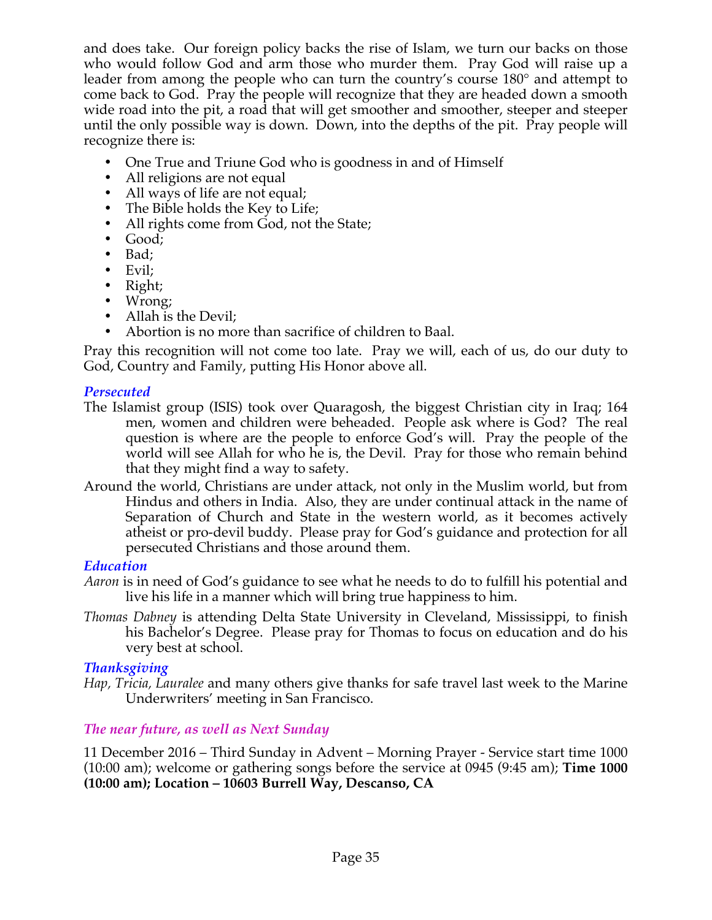and does take. Our foreign policy backs the rise of Islam, we turn our backs on those who would follow God and arm those who murder them. Pray God will raise up a leader from among the people who can turn the country's course 180° and attempt to come back to God. Pray the people will recognize that they are headed down a smooth wide road into the pit, a road that will get smoother and smoother, steeper and steeper until the only possible way is down. Down, into the depths of the pit. Pray people will recognize there is:

- One True and Triune God who is goodness in and of Himself
- All religions are not equal
- All ways of life are not equal;
- The Bible holds the Key to Life;
- All rights come from God, not the State;
- Good;
- Bad;
- Evil;
- Right;
- Wrong;
- Allah is the Devil;
- Abortion is no more than sacrifice of children to Baal.

Pray this recognition will not come too late. Pray we will, each of us, do our duty to God, Country and Family, putting His Honor above all.

### *Persecuted*

The Islamist group (ISIS) took over Quaragosh, the biggest Christian city in Iraq; 164 men, women and children were beheaded. People ask where is God? The real question is where are the people to enforce God's will. Pray the people of the world will see Allah for who he is, the Devil. Pray for those who remain behind that they might find a way to safety.

Around the world, Christians are under attack, not only in the Muslim world, but from Hindus and others in India. Also, they are under continual attack in the name of Separation of Church and State in the western world, as it becomes actively atheist or pro-devil buddy. Please pray for God's guidance and protection for all persecuted Christians and those around them.

### *Education*

*Aaron* is in need of God's guidance to see what he needs to do to fulfill his potential and live his life in a manner which will bring true happiness to him.

*Thomas Dabney* is attending Delta State University in Cleveland, Mississippi, to finish his Bachelor's Degree. Please pray for Thomas to focus on education and do his very best at school.

### *Thanksgiving*

*Hap, Tricia, Lauralee* and many others give thanks for safe travel last week to the Marine Underwriters' meeting in San Francisco.

### *The near future, as well as Next Sunday*

11 December 2016 – Third Sunday in Advent – Morning Prayer - Service start time 1000 (10:00 am); welcome or gathering songs before the service at 0945 (9:45 am); **Time 1000 (10:00 am); Location – 10603 Burrell Way, Descanso, CA**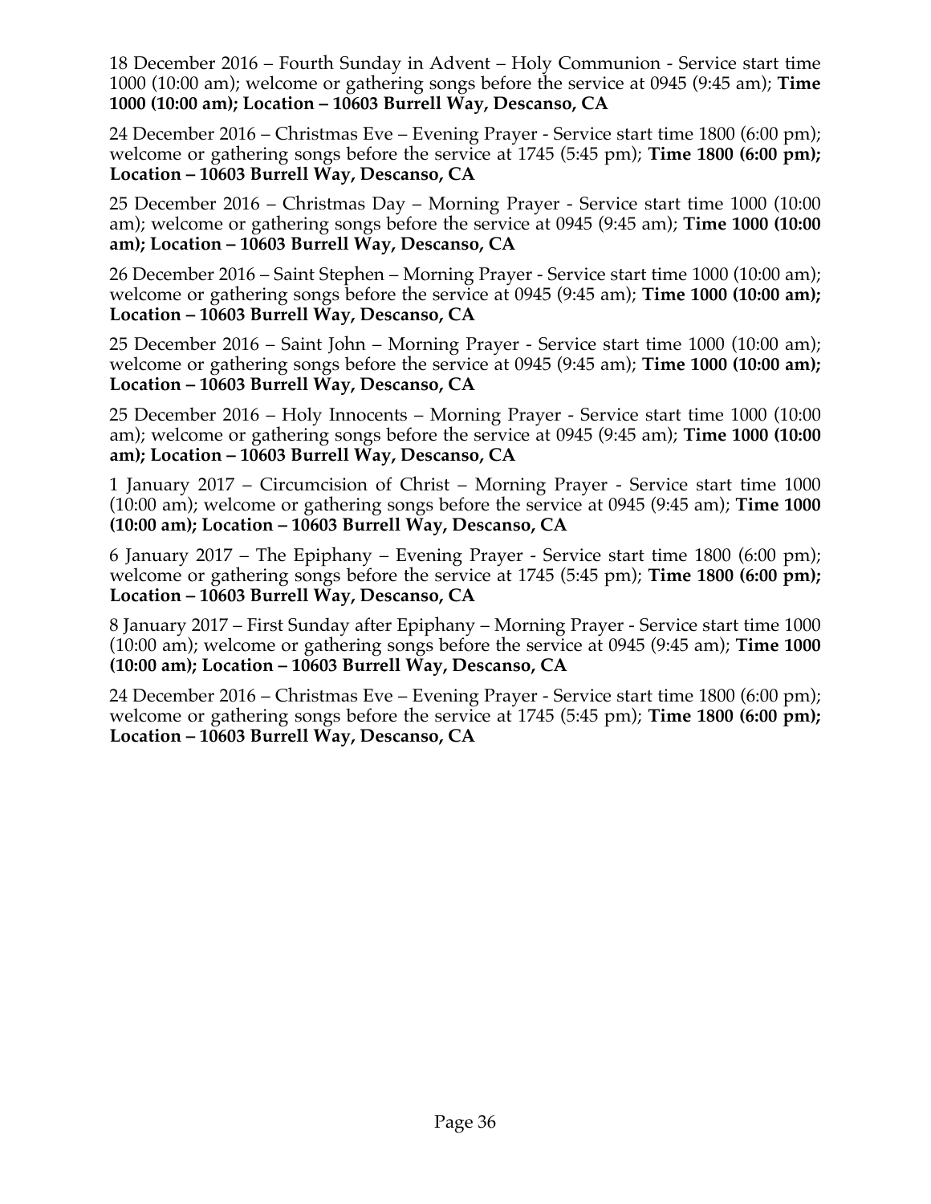18 December 2016 – Fourth Sunday in Advent – Holy Communion - Service start time 1000 (10:00 am); welcome or gathering songs before the service at 0945 (9:45 am); **Time 1000 (10:00 am); Location – 10603 Burrell Way, Descanso, CA**

24 December 2016 – Christmas Eve – Evening Prayer - Service start time 1800 (6:00 pm); welcome or gathering songs before the service at 1745 (5:45 pm); **Time 1800 (6:00 pm); Location – 10603 Burrell Way, Descanso, CA**

25 December 2016 – Christmas Day – Morning Prayer - Service start time 1000 (10:00 am); welcome or gathering songs before the service at 0945 (9:45 am); **Time 1000 (10:00 am); Location – 10603 Burrell Way, Descanso, CA**

26 December 2016 – Saint Stephen – Morning Prayer - Service start time 1000 (10:00 am); welcome or gathering songs before the service at 0945 (9:45 am); **Time 1000 (10:00 am); Location – 10603 Burrell Way, Descanso, CA**

25 December 2016 – Saint John – Morning Prayer - Service start time 1000 (10:00 am); welcome or gathering songs before the service at 0945 (9:45 am); **Time 1000 (10:00 am); Location – 10603 Burrell Way, Descanso, CA**

25 December 2016 – Holy Innocents – Morning Prayer - Service start time 1000 (10:00 am); welcome or gathering songs before the service at 0945 (9:45 am); **Time 1000 (10:00 am); Location – 10603 Burrell Way, Descanso, CA**

1 January 2017 – Circumcision of Christ – Morning Prayer - Service start time 1000 (10:00 am); welcome or gathering songs before the service at 0945 (9:45 am); **Time 1000 (10:00 am); Location – 10603 Burrell Way, Descanso, CA**

6 January 2017 – The Epiphany – Evening Prayer - Service start time 1800 (6:00 pm); welcome or gathering songs before the service at 1745 (5:45 pm); **Time 1800 (6:00 pm); Location – 10603 Burrell Way, Descanso, CA**

8 January 2017 – First Sunday after Epiphany – Morning Prayer - Service start time 1000 (10:00 am); welcome or gathering songs before the service at 0945 (9:45 am); **Time 1000 (10:00 am); Location – 10603 Burrell Way, Descanso, CA**

24 December 2016 – Christmas Eve – Evening Prayer - Service start time 1800 (6:00 pm); welcome or gathering songs before the service at 1745 (5:45 pm); **Time 1800 (6:00 pm); Location – 10603 Burrell Way, Descanso, CA**